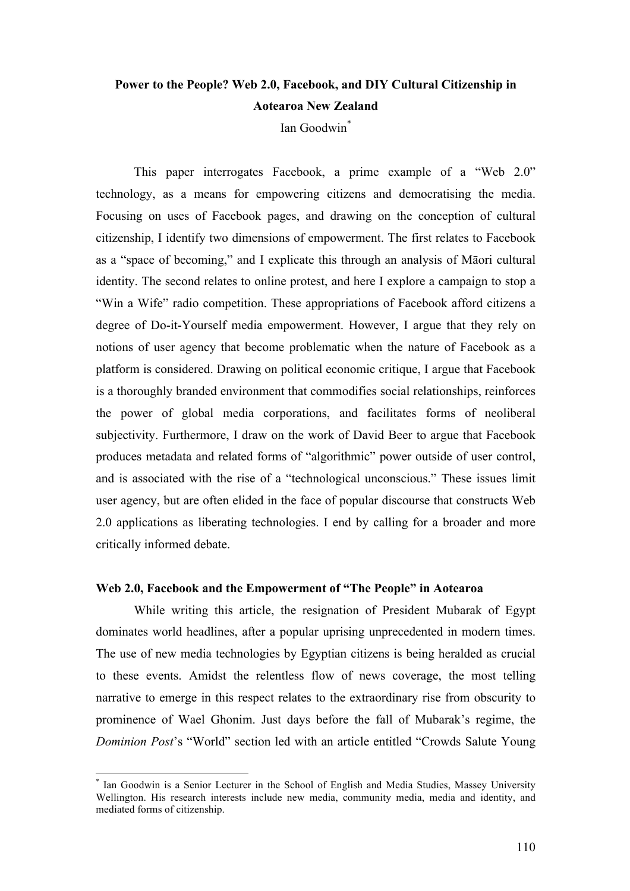# Power to the People? Web 2.0, Facebook, and DIY Cultural Citizenship in Aotearoa New Zealand

Ian Goodwin[*]

This paper interrogates Facebook, a prime example of a "Web 2.0" technology, as a means for empowering citizens and democratising the media. Focusing on uses of Facebook pages, and drawing on the conception of cultural citizenship, I identify two dimensions of empowerment. The first relates to Facebook as a "space of becoming," and I explicate this through an analysis of Māori cultural identity. The second relates to online protest, and here I explore a campaign to stop a "Win a Wife" radio competition. These appropriations of Facebook afford citizens a degree of Do-it-Yourself media empowerment. However, I argue that they rely on notions of user agency that become problematic when the nature of Facebook as a platform is considered. Drawing on political economic critique, I argue that Facebook is a thoroughly branded environment that commodifies social relationships, reinforces the power of global media corporations, and facilitates forms of neoliberal subjectivity. Furthermore, I draw on the work of David Beer to argue that Facebook produces metadata and related forms of "algorithmic" power outside of user control, and is associated with the rise of a "technological unconscious." These issues limit user agency, but are often elided in the face of popular discourse that constructs Web 2.0 applications as liberating technologies. I end by calling for a broader and more critically informed debate.

## Web 2.0, Facebook and the Empowerment of "The People" in Aotearoa

While writing this article, the resignation of President Mubarak of Egypt dominates world headlines, after a popular uprising unprecedented in modern times. The use of new media technologies by Egyptian citizens is being heralded as crucial to these events. Amidst the relentless flow of news coverage, the most telling narrative to emerge in this respect relates to the extraordinary rise from obscurity to prominence of Wael Ghonim. Just days before the fall of Mubarak's regime, the *Dominion Post*'s "World" section led with an article entitled "Crowds Salute Young

[*] Ian Goodwin is a Senior Lecturer in the School of English and Media Studies, Massey University Wellington. His research interests include new media, community media, media and identity, and mediated forms of citizenship.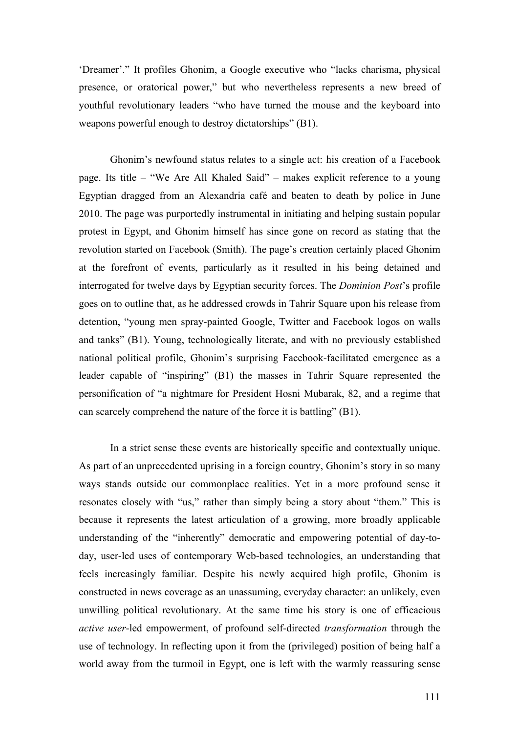'Dreamer'." It profiles Ghonim, a Google executive who "lacks charisma, physical presence, or oratorical power," but who nevertheless represents a new breed of youthful revolutionary leaders "who have turned the mouse and the keyboard into weapons powerful enough to destroy dictatorships" (B1).

Ghonim's newfound status relates to a single act: his creation of a Facebook page. Its title – "We Are All Khaled Said" – makes explicit reference to a young Egyptian dragged from an Alexandria café and beaten to death by police in June 2010. The page was purportedly instrumental in initiating and helping sustain popular protest in Egypt, and Ghonim himself has since gone on record as stating that the revolution started on Facebook (Smith). The page's creation certainly placed Ghonim at the forefront of events, particularly as it resulted in his being detained and interrogated for twelve days by Egyptian security forces. The *Dominion Post*'s profile goes on to outline that, as he addressed crowds in Tahrir Square upon his release from detention, "young men spray-painted Google, Twitter and Facebook logos on walls and tanks" (B1). Young, technologically literate, and with no previously established national political profile, Ghonim's surprising Facebook-facilitated emergence as a leader capable of "inspiring" (B1) the masses in Tahrir Square represented the personification of "a nightmare for President Hosni Mubarak, 82, and a regime that can scarcely comprehend the nature of the force it is battling" (B1).

In a strict sense these events are historically specific and contextually unique. As part of an unprecedented uprising in a foreign country, Ghonim's story in so many ways stands outside our commonplace realities. Yet in a more profound sense it resonates closely with "us," rather than simply being a story about "them." This is because it represents the latest articulation of a growing, more broadly applicable understanding of the "inherently" democratic and empowering potential of day-to-day, user-led uses of contemporary Web-based technologies, an understanding that feels increasingly familiar. Despite his newly acquired high profile, Ghonim is constructed in news coverage as an unassuming, everyday character: an unlikely, even unwilling political revolutionary. At the same time his story is one of efficacious *active user*-led empowerment, of profound self-directed *transformation* through the use of technology. In reflecting upon it from the (privileged) position of being half a world away from the turmoil in Egypt, one is left with the warmly reassuring sense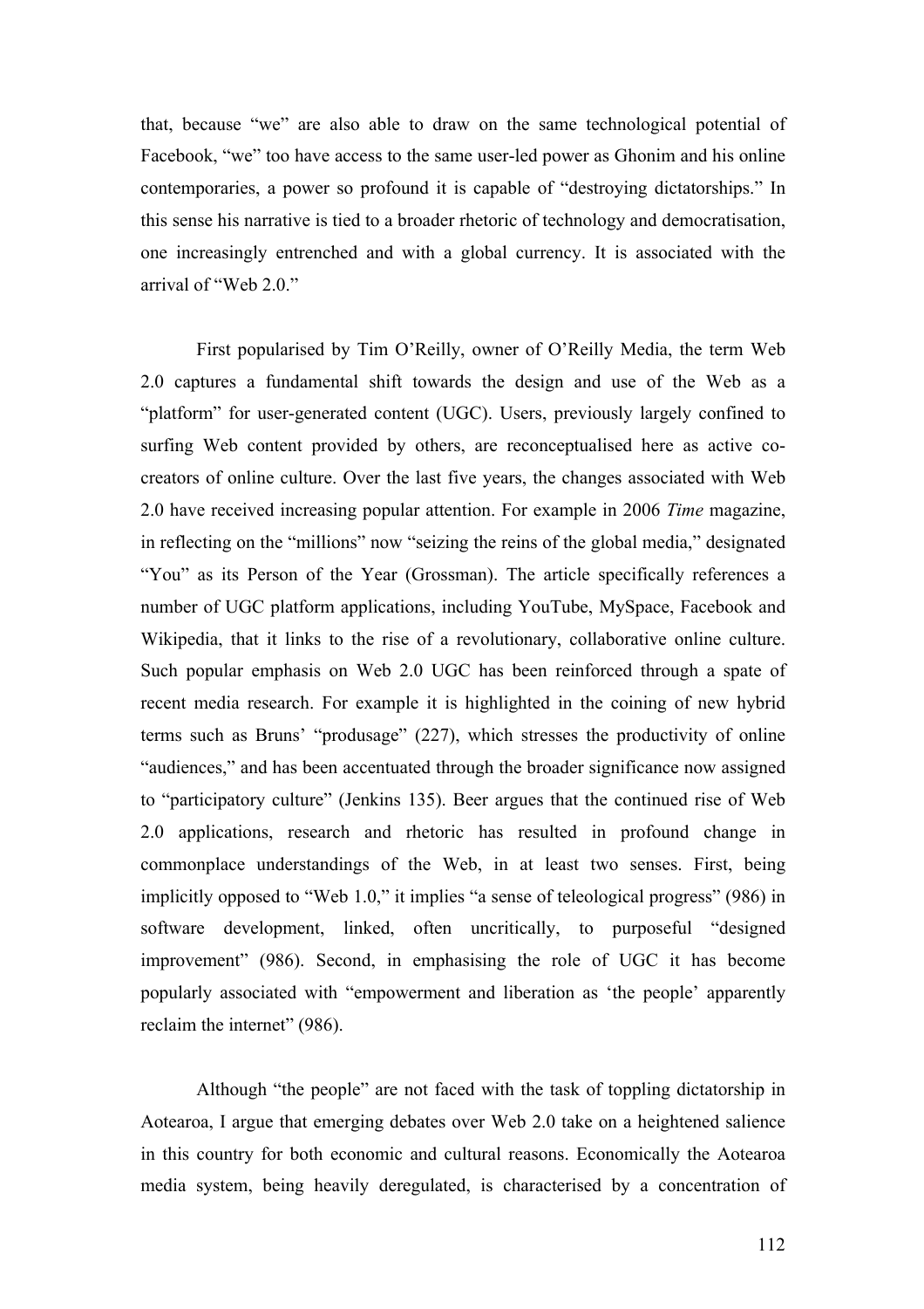that, because "we" are also able to draw on the same technological potential of Facebook, "we" too have access to the same user-led power as Ghonim and his online contemporaries, a power so profound it is capable of "destroying dictatorships." In this sense his narrative is tied to a broader rhetoric of technology and democratisation, one increasingly entrenched and with a global currency. It is associated with the arrival of "Web 2.0."

First popularised by Tim O'Reilly, owner of O'Reilly Media, the term Web 2.0 captures a fundamental shift towards the design and use of the Web as a "platform" for user-generated content (UGC). Users, previously largely confined to surfing Web content provided by others, are reconceptualised here as active co-creators of online culture. Over the last five years, the changes associated with Web 2.0 have received increasing popular attention. For example in 2006 *Time* magazine, in reflecting on the "millions" now "seizing the reins of the global media," designated "You" as its Person of the Year (Grossman). The article specifically references a number of UGC platform applications, including YouTube, MySpace, Facebook and Wikipedia, that it links to the rise of a revolutionary, collaborative online culture. Such popular emphasis on Web 2.0 UGC has been reinforced through a spate of recent media research. For example it is highlighted in the coining of new hybrid terms such as Bruns' "produsage" (227), which stresses the productivity of online "audiences," and has been accentuated through the broader significance now assigned to "participatory culture" (Jenkins 135). Beer argues that the continued rise of Web 2.0 applications, research and rhetoric has resulted in profound change in commonplace understandings of the Web, in at least two senses. First, being implicitly opposed to "Web 1.0," it implies "a sense of teleological progress" (986) in software development, linked, often uncritically, to purposeful "designed improvement" (986). Second, in emphasising the role of UGC it has become popularly associated with "empowerment and liberation as 'the people' apparently reclaim the internet" (986).

Although "the people" are not faced with the task of toppling dictatorship in Aotearoa, I argue that emerging debates over Web 2.0 take on a heightened salience in this country for both economic and cultural reasons. Economically the Aotearoa media system, being heavily deregulated, is characterised by a concentration of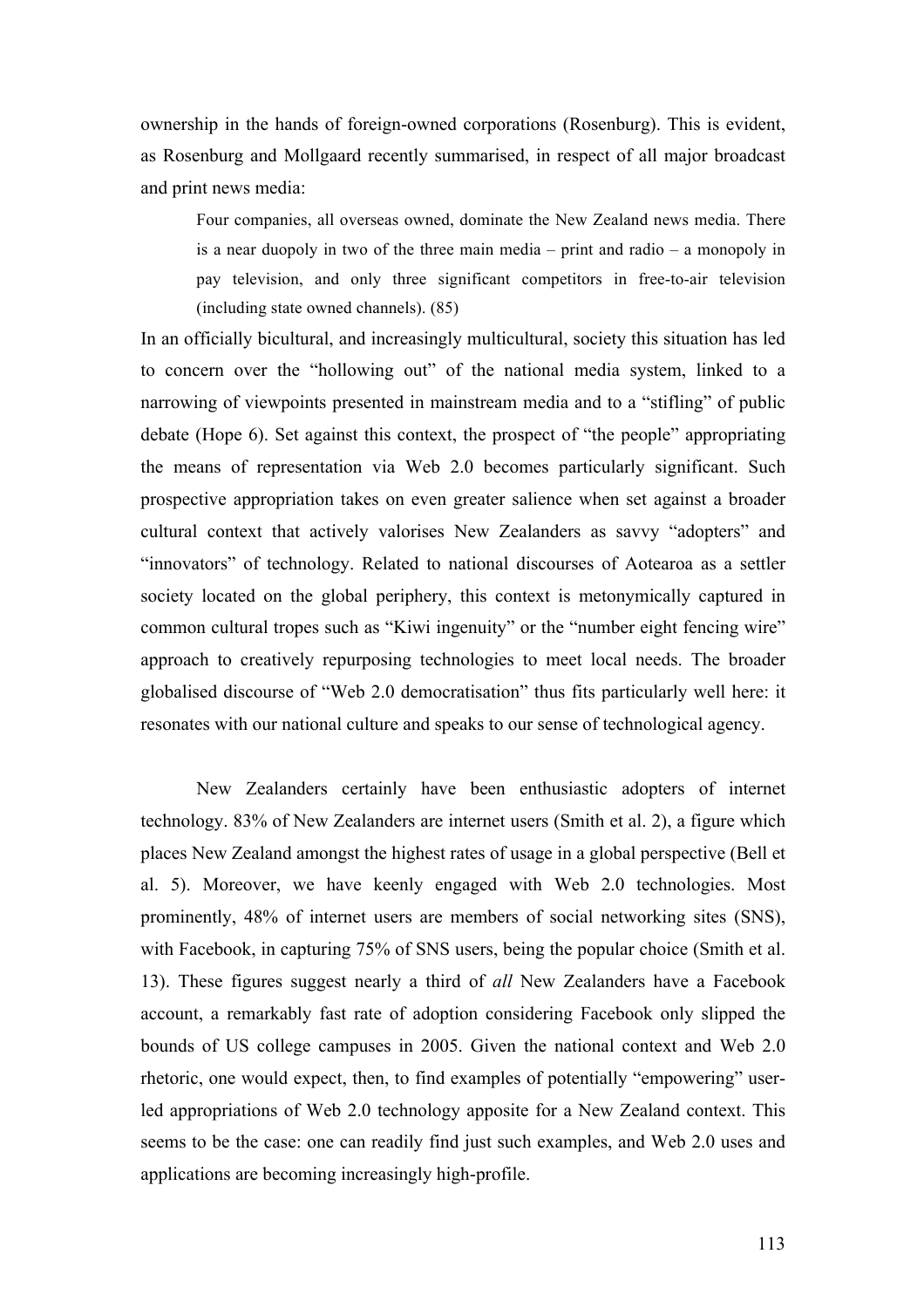ownership in the hands of foreign-owned corporations (Rosenburg). This is evident, as Rosenburg and Mollgaard recently summarised, in respect of all major broadcast and print news media:

> Four companies, all overseas owned, dominate the New Zealand news media. There is a near duopoly in two of the three main media – print and radio – a monopoly in pay television, and only three significant competitors in free-to-air television (including state owned channels). (85)

In an officially bicultural, and increasingly multicultural, society this situation has led to concern over the "hollowing out" of the national media system, linked to a narrowing of viewpoints presented in mainstream media and to a "stifling" of public debate (Hope 6). Set against this context, the prospect of "the people" appropriating the means of representation via Web 2.0 becomes particularly significant. Such prospective appropriation takes on even greater salience when set against a broader cultural context that actively valorises New Zealanders as savvy "adopters" and "innovators" of technology. Related to national discourses of Aotearoa as a settler society located on the global periphery, this context is metonymically captured in common cultural tropes such as "Kiwi ingenuity" or the "number eight fencing wire" approach to creatively repurposing technologies to meet local needs. The broader globalised discourse of "Web 2.0 democratisation" thus fits particularly well here: it resonates with our national culture and speaks to our sense of technological agency.

New Zealanders certainly have been enthusiastic adopters of internet technology. 83% of New Zealanders are internet users (Smith et al. 2), a figure which places New Zealand amongst the highest rates of usage in a global perspective (Bell et al. 5). Moreover, we have keenly engaged with Web 2.0 technologies. Most prominently, 48% of internet users are members of social networking sites (SNS), with Facebook, in capturing 75% of SNS users, being the popular choice (Smith et al. 13). These figures suggest nearly a third of *all* New Zealanders have a Facebook account, a remarkably fast rate of adoption considering Facebook only slipped the bounds of US college campuses in 2005. Given the national context and Web 2.0 rhetoric, one would expect, then, to find examples of potentially "empowering" user-led appropriations of Web 2.0 technology apposite for a New Zealand context. This seems to be the case: one can readily find just such examples, and Web 2.0 uses and applications are becoming increasingly high-profile.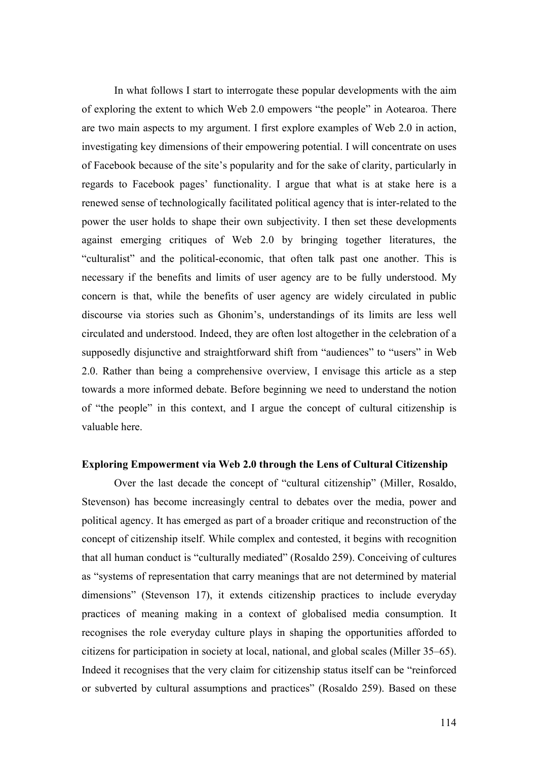In what follows I start to interrogate these popular developments with the aim of exploring the extent to which Web 2.0 empowers "the people" in Aotearoa. There are two main aspects to my argument. I first explore examples of Web 2.0 in action, investigating key dimensions of their empowering potential. I will concentrate on uses of Facebook because of the site's popularity and for the sake of clarity, particularly in regards to Facebook pages' functionality. I argue that what is at stake here is a renewed sense of technologically facilitated political agency that is inter-related to the power the user holds to shape their own subjectivity. I then set these developments against emerging critiques of Web 2.0 by bringing together literatures, the "culturalist" and the political-economic, that often talk past one another. This is necessary if the benefits and limits of user agency are to be fully understood. My concern is that, while the benefits of user agency are widely circulated in public discourse via stories such as Ghonim's, understandings of its limits are less well circulated and understood. Indeed, they are often lost altogether in the celebration of a supposedly disjunctive and straightforward shift from "audiences" to "users" in Web 2.0. Rather than being a comprehensive overview, I envisage this article as a step towards a more informed debate. Before beginning we need to understand the notion of "the people" in this context, and I argue the concept of cultural citizenship is valuable here.

**Exploring Empowerment via Web 2.0 through the Lens of Cultural Citizenship**

Over the last decade the concept of "cultural citizenship" (Miller, Rosaldo, Stevenson) has become increasingly central to debates over the media, power and political agency. It has emerged as part of a broader critique and reconstruction of the concept of citizenship itself. While complex and contested, it begins with recognition that all human conduct is "culturally mediated" (Rosaldo 259). Conceiving of cultures as "systems of representation that carry meanings that are not determined by material dimensions" (Stevenson 17), it extends citizenship practices to include everyday practices of meaning making in a context of globalised media consumption. It recognises the role everyday culture plays in shaping the opportunities afforded to citizens for participation in society at local, national, and global scales (Miller 35–65). Indeed it recognises that the very claim for citizenship status itself can be "reinforced or subverted by cultural assumptions and practices" (Rosaldo 259). Based on these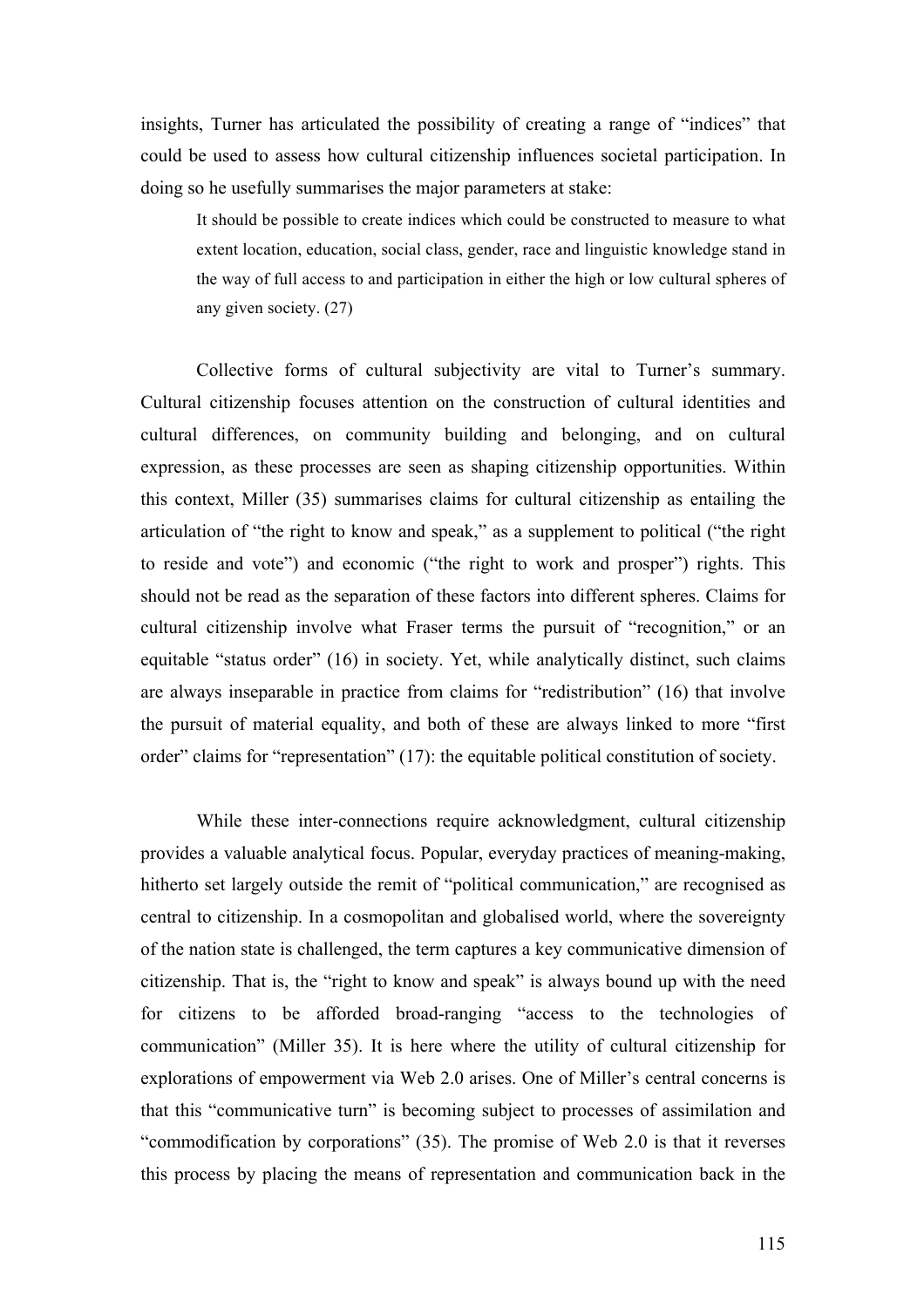insights, Turner has articulated the possibility of creating a range of "indices" that could be used to assess how cultural citizenship influences societal participation. In doing so he usefully summarises the major parameters at stake:

> It should be possible to create indices which could be constructed to measure to what extent location, education, social class, gender, race and linguistic knowledge stand in the way of full access to and participation in either the high or low cultural spheres of any given society. (27)

Collective forms of cultural subjectivity are vital to Turner's summary. Cultural citizenship focuses attention on the construction of cultural identities and cultural differences, on community building and belonging, and on cultural expression, as these processes are seen as shaping citizenship opportunities. Within this context, Miller (35) summarises claims for cultural citizenship as entailing the articulation of "the right to know and speak," as a supplement to political ("the right to reside and vote") and economic ("the right to work and prosper") rights. This should not be read as the separation of these factors into different spheres. Claims for cultural citizenship involve what Fraser terms the pursuit of "recognition," or an equitable "status order" (16) in society. Yet, while analytically distinct, such claims are always inseparable in practice from claims for "redistribution" (16) that involve the pursuit of material equality, and both of these are always linked to more "first order" claims for "representation" (17): the equitable political constitution of society.

While these inter-connections require acknowledgment, cultural citizenship provides a valuable analytical focus. Popular, everyday practices of meaning-making, hitherto set largely outside the remit of "political communication," are recognised as central to citizenship. In a cosmopolitan and globalised world, where the sovereignty of the nation state is challenged, the term captures a key communicative dimension of citizenship. That is, the "right to know and speak" is always bound up with the need for citizens to be afforded broad-ranging "access to the technologies of communication" (Miller 35). It is here where the utility of cultural citizenship for explorations of empowerment via Web 2.0 arises. One of Miller's central concerns is that this "communicative turn" is becoming subject to processes of assimilation and "commodification by corporations" (35). The promise of Web 2.0 is that it reverses this process by placing the means of representation and communication back in the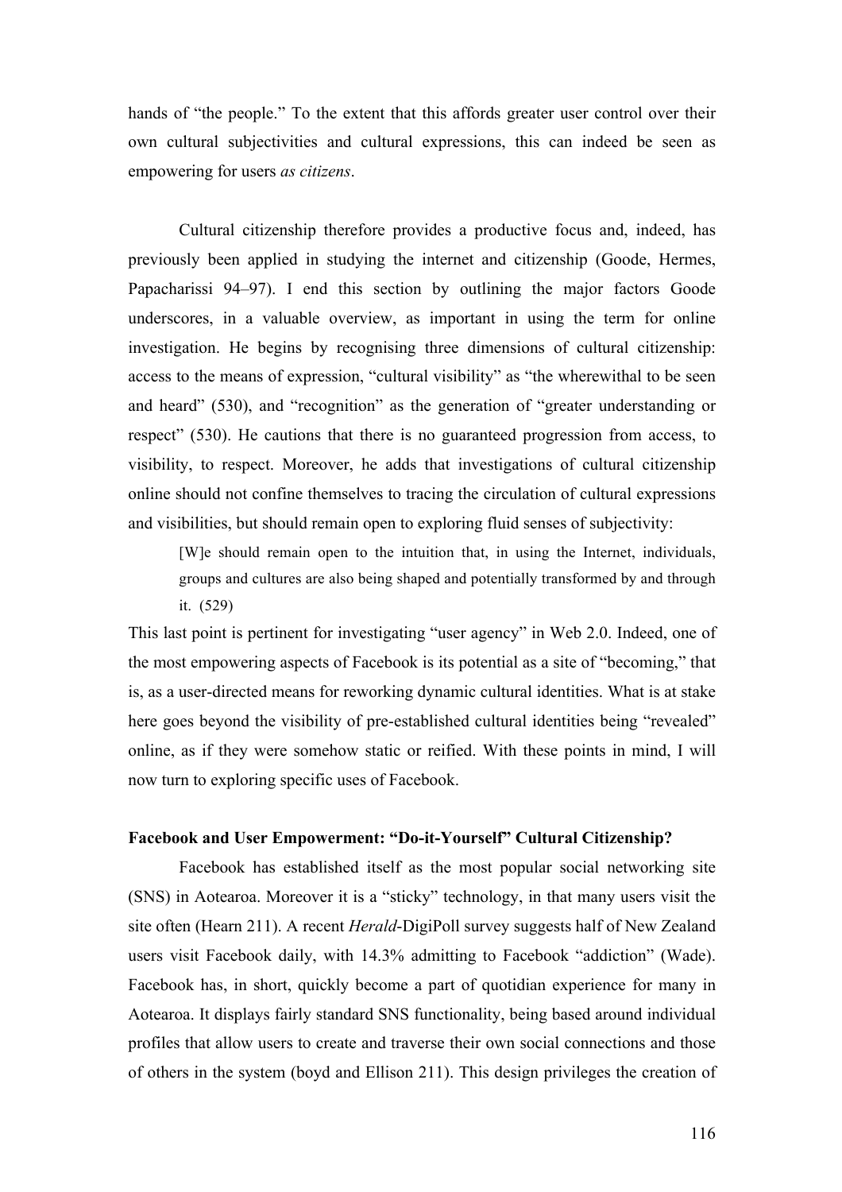hands of "the people." To the extent that this affords greater user control over their own cultural subjectivities and cultural expressions, this can indeed be seen as empowering for users *as citizens*.

Cultural citizenship therefore provides a productive focus and, indeed, has previously been applied in studying the internet and citizenship (Goode, Hermes, Papacharissi 94–97). I end this section by outlining the major factors Goode underscores, in a valuable overview, as important in using the term for online investigation. He begins by recognising three dimensions of cultural citizenship: access to the means of expression, "cultural visibility" as "the wherewithal to be seen and heard" (530), and "recognition" as the generation of "greater understanding or respect" (530). He cautions that there is no guaranteed progression from access, to visibility, to respect. Moreover, he adds that investigations of cultural citizenship online should not confine themselves to tracing the circulation of cultural expressions and visibilities, but should remain open to exploring fluid senses of subjectivity:

> [W]e should remain open to the intuition that, in using the Internet, individuals, groups and cultures are also being shaped and potentially transformed by and through it. (529)

This last point is pertinent for investigating "user agency" in Web 2.0. Indeed, one of the most empowering aspects of Facebook is its potential as a site of "becoming," that is, as a user-directed means for reworking dynamic cultural identities. What is at stake here goes beyond the visibility of pre-established cultural identities being "revealed" online, as if they were somehow static or reified. With these points in mind, I will now turn to exploring specific uses of Facebook.

**Facebook and User Empowerment: "Do-it-Yourself" Cultural Citizenship?**

Facebook has established itself as the most popular social networking site (SNS) in Aotearoa. Moreover it is a "sticky" technology, in that many users visit the site often (Hearn 211). A recent *Herald*-DigiPoll survey suggests half of New Zealand users visit Facebook daily, with 14.3% admitting to Facebook "addiction" (Wade). Facebook has, in short, quickly become a part of quotidian experience for many in Aotearoa. It displays fairly standard SNS functionality, being based around individual profiles that allow users to create and traverse their own social connections and those of others in the system (boyd and Ellison 211). This design privileges the creation of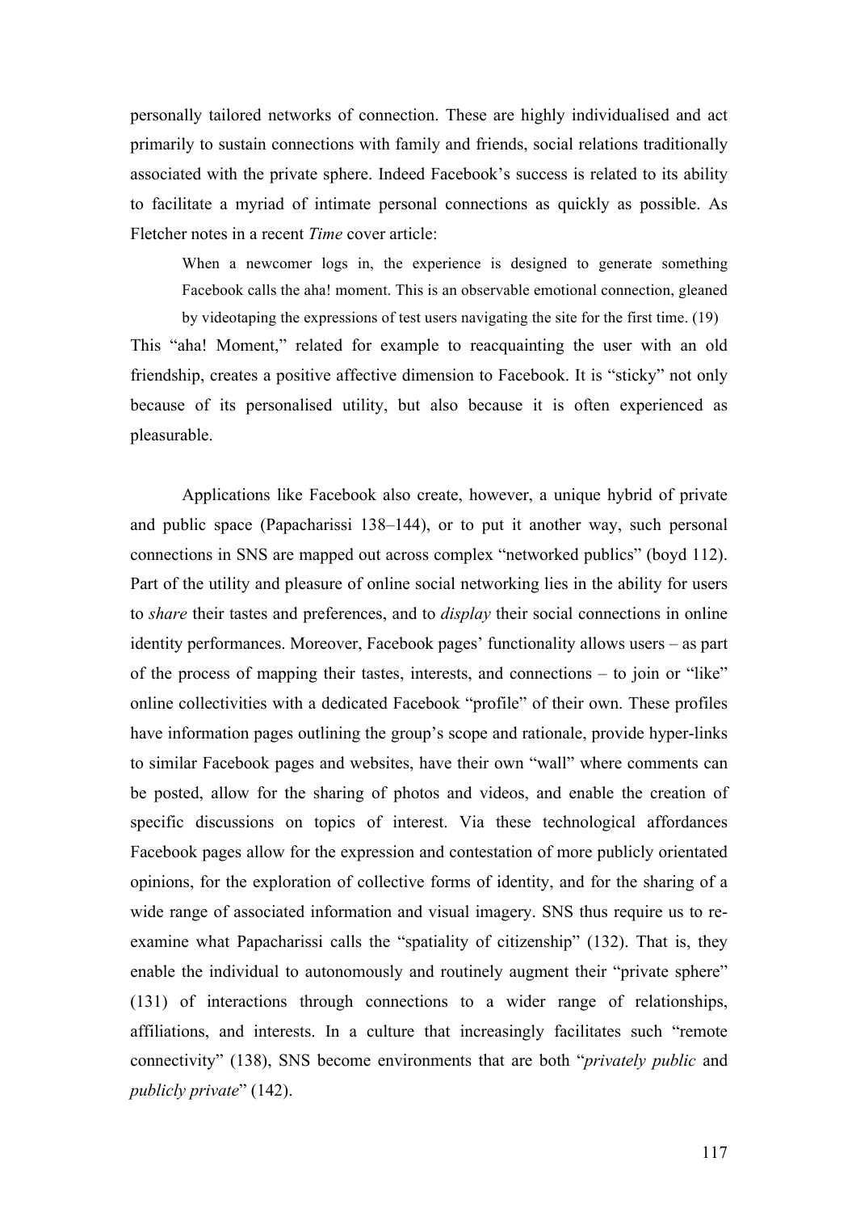personally tailored networks of connection. These are highly individualised and act primarily to sustain connections with family and friends, social relations traditionally associated with the private sphere. Indeed Facebook's success is related to its ability to facilitate a myriad of intimate personal connections as quickly as possible. As Fletcher notes in a recent *Time* cover article:

> When a newcomer logs in, the experience is designed to generate something Facebook calls the aha! moment. This is an observable emotional connection, gleaned by videotaping the expressions of test users navigating the site for the first time. (19)

This "aha! Moment," related for example to reacquainting the user with an old friendship, creates a positive affective dimension to Facebook. It is "sticky" not only because of its personalised utility, but also because it is often experienced as pleasurable.

Applications like Facebook also create, however, a unique hybrid of private and public space (Papacharissi 138–144), or to put it another way, such personal connections in SNS are mapped out across complex "networked publics" (boyd 112). Part of the utility and pleasure of online social networking lies in the ability for users to *share* their tastes and preferences, and to *display* their social connections in online identity performances. Moreover, Facebook pages' functionality allows users – as part of the process of mapping their tastes, interests, and connections – to join or "like" online collectivities with a dedicated Facebook "profile" of their own. These profiles have information pages outlining the group's scope and rationale, provide hyper-links to similar Facebook pages and websites, have their own "wall" where comments can be posted, allow for the sharing of photos and videos, and enable the creation of specific discussions on topics of interest. Via these technological affordances Facebook pages allow for the expression and contestation of more publicly orientated opinions, for the exploration of collective forms of identity, and for the sharing of a wide range of associated information and visual imagery. SNS thus require us to re-examine what Papacharissi calls the "spatiality of citizenship" (132). That is, they enable the individual to autonomously and routinely augment their "private sphere" (131) of interactions through connections to a wider range of relationships, affiliations, and interests. In a culture that increasingly facilitates such "remote connectivity" (138), SNS become environments that are both "*privately public* and *publicly private*" (142).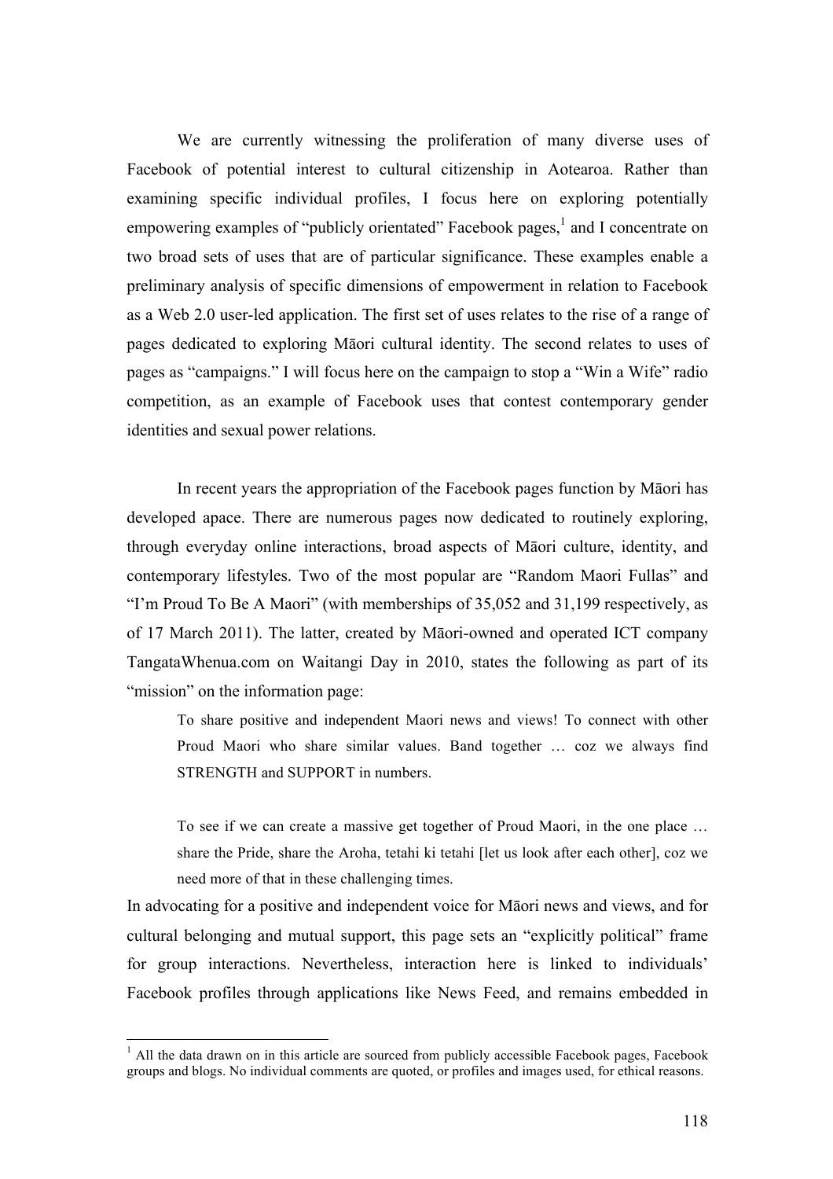We are currently witnessing the proliferation of many diverse uses of Facebook of potential interest to cultural citizenship in Aotearoa. Rather than examining specific individual profiles, I focus here on exploring potentially empowering examples of "publicly orientated" Facebook pages,[1] and I concentrate on two broad sets of uses that are of particular significance. These examples enable a preliminary analysis of specific dimensions of empowerment in relation to Facebook as a Web 2.0 user-led application. The first set of uses relates to the rise of a range of pages dedicated to exploring Māori cultural identity. The second relates to uses of pages as "campaigns." I will focus here on the campaign to stop a "Win a Wife" radio competition, as an example of Facebook uses that contest contemporary gender identities and sexual power relations.

In recent years the appropriation of the Facebook pages function by Māori has developed apace. There are numerous pages now dedicated to routinely exploring, through everyday online interactions, broad aspects of Māori culture, identity, and contemporary lifestyles. Two of the most popular are "Random Maori Fullas" and "I'm Proud To Be A Maori" (with memberships of 35,052 and 31,199 respectively, as of 17 March 2011). The latter, created by Māori-owned and operated ICT company TangataWhenua.com on Waitangi Day in 2010, states the following as part of its "mission" on the information page:

> To share positive and independent Maori news and views! To connect with other Proud Maori who share similar values. Band together … coz we always find STRENGTH and SUPPORT in numbers.
>
> To see if we can create a massive get together of Proud Maori, in the one place … share the Pride, share the Aroha, tetahi ki tetahi [let us look after each other], coz we need more of that in these challenging times.

In advocating for a positive and independent voice for Māori news and views, and for cultural belonging and mutual support, this page sets an "explicitly political" frame for group interactions. Nevertheless, interaction here is linked to individuals' Facebook profiles through applications like News Feed, and remains embedded in

---

[1] All the data drawn on in this article are sourced from publicly accessible Facebook pages, Facebook groups and blogs. No individual comments are quoted, or profiles and images used, for ethical reasons.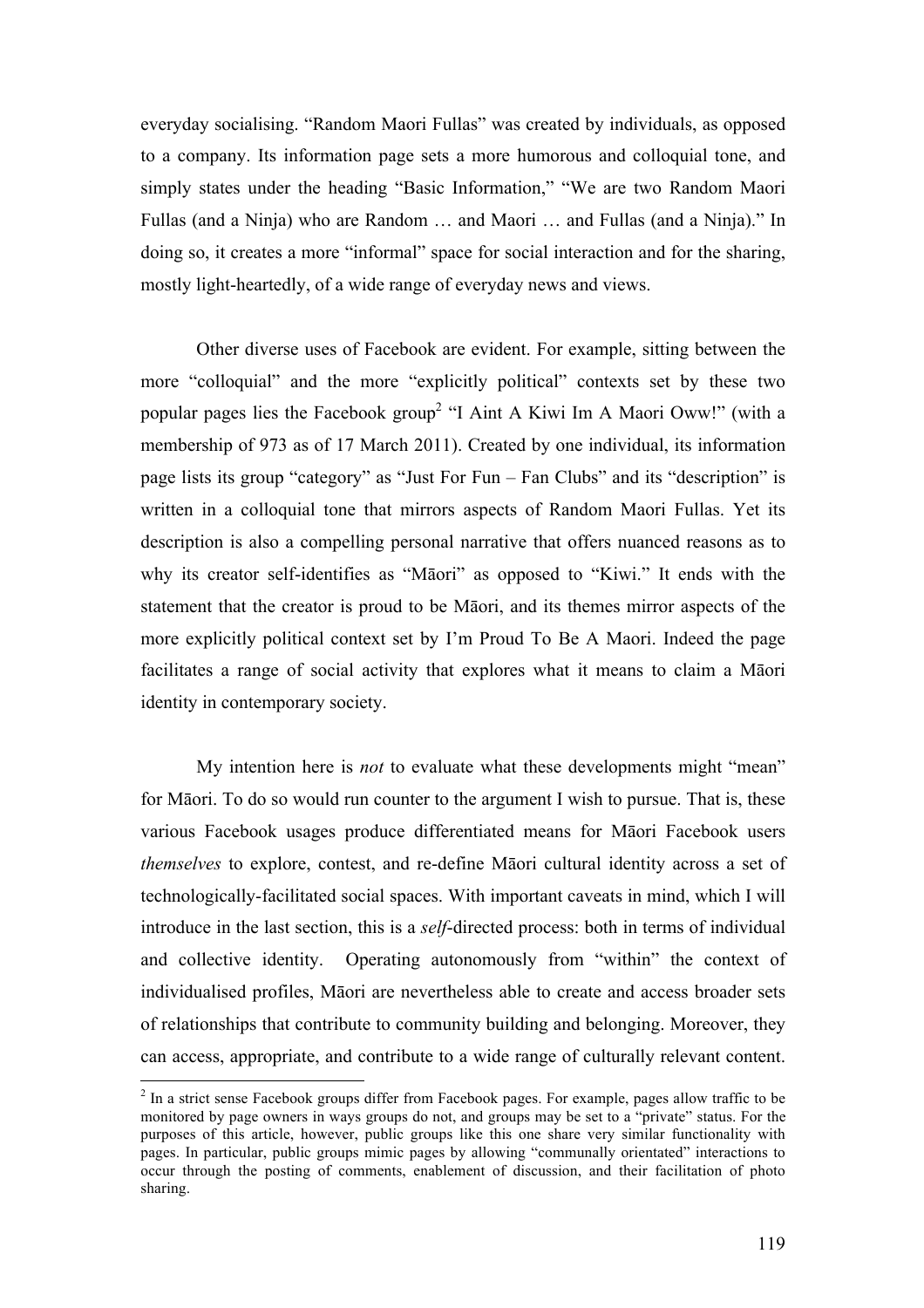everyday socialising. "Random Maori Fullas" was created by individuals, as opposed to a company. Its information page sets a more humorous and colloquial tone, and simply states under the heading "Basic Information," "We are two Random Maori Fullas (and a Ninja) who are Random … and Maori … and Fullas (and a Ninja)." In doing so, it creates a more "informal" space for social interaction and for the sharing, mostly light-heartedly, of a wide range of everyday news and views.

Other diverse uses of Facebook are evident. For example, sitting between the more "colloquial" and the more "explicitly political" contexts set by these two popular pages lies the Facebook group[2] "I Aint A Kiwi Im A Maori Oww!" (with a membership of 973 as of 17 March 2011). Created by one individual, its information page lists its group "category" as "Just For Fun – Fan Clubs" and its "description" is written in a colloquial tone that mirrors aspects of Random Maori Fullas. Yet its description is also a compelling personal narrative that offers nuanced reasons as to why its creator self-identifies as "Māori" as opposed to "Kiwi." It ends with the statement that the creator is proud to be Māori, and its themes mirror aspects of the more explicitly political context set by I'm Proud To Be A Maori. Indeed the page facilitates a range of social activity that explores what it means to claim a Māori identity in contemporary society.

My intention here is *not* to evaluate what these developments might "mean" for Māori. To do so would run counter to the argument I wish to pursue. That is, these various Facebook usages produce differentiated means for Māori Facebook users *themselves* to explore, contest, and re-define Māori cultural identity across a set of technologically-facilitated social spaces. With important caveats in mind, which I will introduce in the last section, this is a *self*-directed process: both in terms of individual and collective identity. Operating autonomously from "within" the context of individualised profiles, Māori are nevertheless able to create and access broader sets of relationships that contribute to community building and belonging. Moreover, they can access, appropriate, and contribute to a wide range of culturally relevant content.

[2] In a strict sense Facebook groups differ from Facebook pages. For example, pages allow traffic to be monitored by page owners in ways groups do not, and groups may be set to a "private" status. For the purposes of this article, however, public groups like this one share very similar functionality with pages. In particular, public groups mimic pages by allowing "communally orientated" interactions to occur through the posting of comments, enablement of discussion, and their facilitation of photo sharing.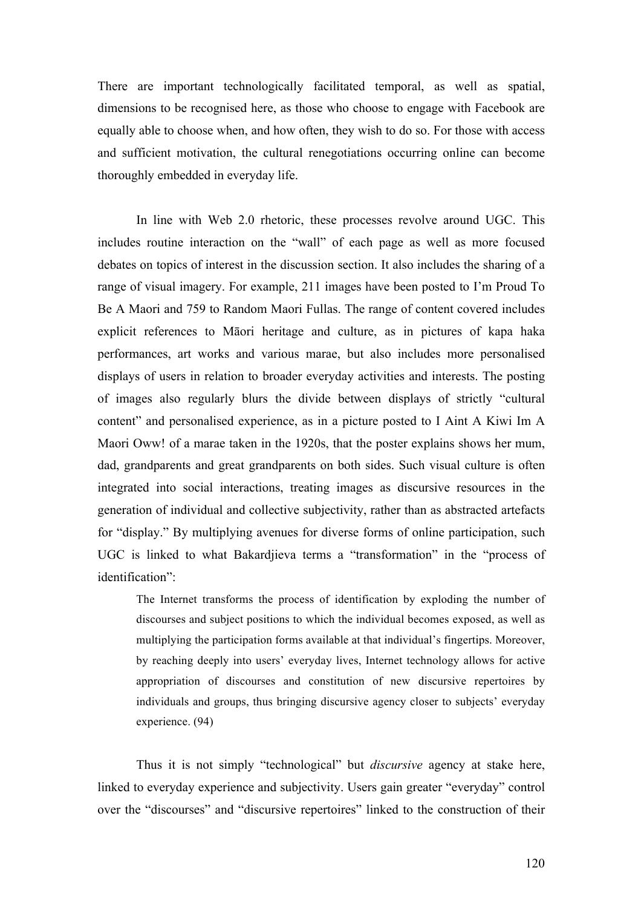There are important technologically facilitated temporal, as well as spatial, dimensions to be recognised here, as those who choose to engage with Facebook are equally able to choose when, and how often, they wish to do so. For those with access and sufficient motivation, the cultural renegotiations occurring online can become thoroughly embedded in everyday life.

In line with Web 2.0 rhetoric, these processes revolve around UGC. This includes routine interaction on the "wall" of each page as well as more focused debates on topics of interest in the discussion section. It also includes the sharing of a range of visual imagery. For example, 211 images have been posted to I'm Proud To Be A Maori and 759 to Random Maori Fullas. The range of content covered includes explicit references to Māori heritage and culture, as in pictures of kapa haka performances, art works and various marae, but also includes more personalised displays of users in relation to broader everyday activities and interests. The posting of images also regularly blurs the divide between displays of strictly "cultural content" and personalised experience, as in a picture posted to I Aint A Kiwi Im A Maori Oww! of a marae taken in the 1920s, that the poster explains shows her mum, dad, grandparents and great grandparents on both sides. Such visual culture is often integrated into social interactions, treating images as discursive resources in the generation of individual and collective subjectivity, rather than as abstracted artefacts for "display." By multiplying avenues for diverse forms of online participation, such UGC is linked to what Bakardjieva terms a "transformation" in the "process of identification":

> The Internet transforms the process of identification by exploding the number of discourses and subject positions to which the individual becomes exposed, as well as multiplying the participation forms available at that individual's fingertips. Moreover, by reaching deeply into users' everyday lives, Internet technology allows for active appropriation of discourses and constitution of new discursive repertoires by individuals and groups, thus bringing discursive agency closer to subjects' everyday experience. (94)

Thus it is not simply "technological" but *discursive* agency at stake here, linked to everyday experience and subjectivity. Users gain greater "everyday" control over the "discourses" and "discursive repertoires" linked to the construction of their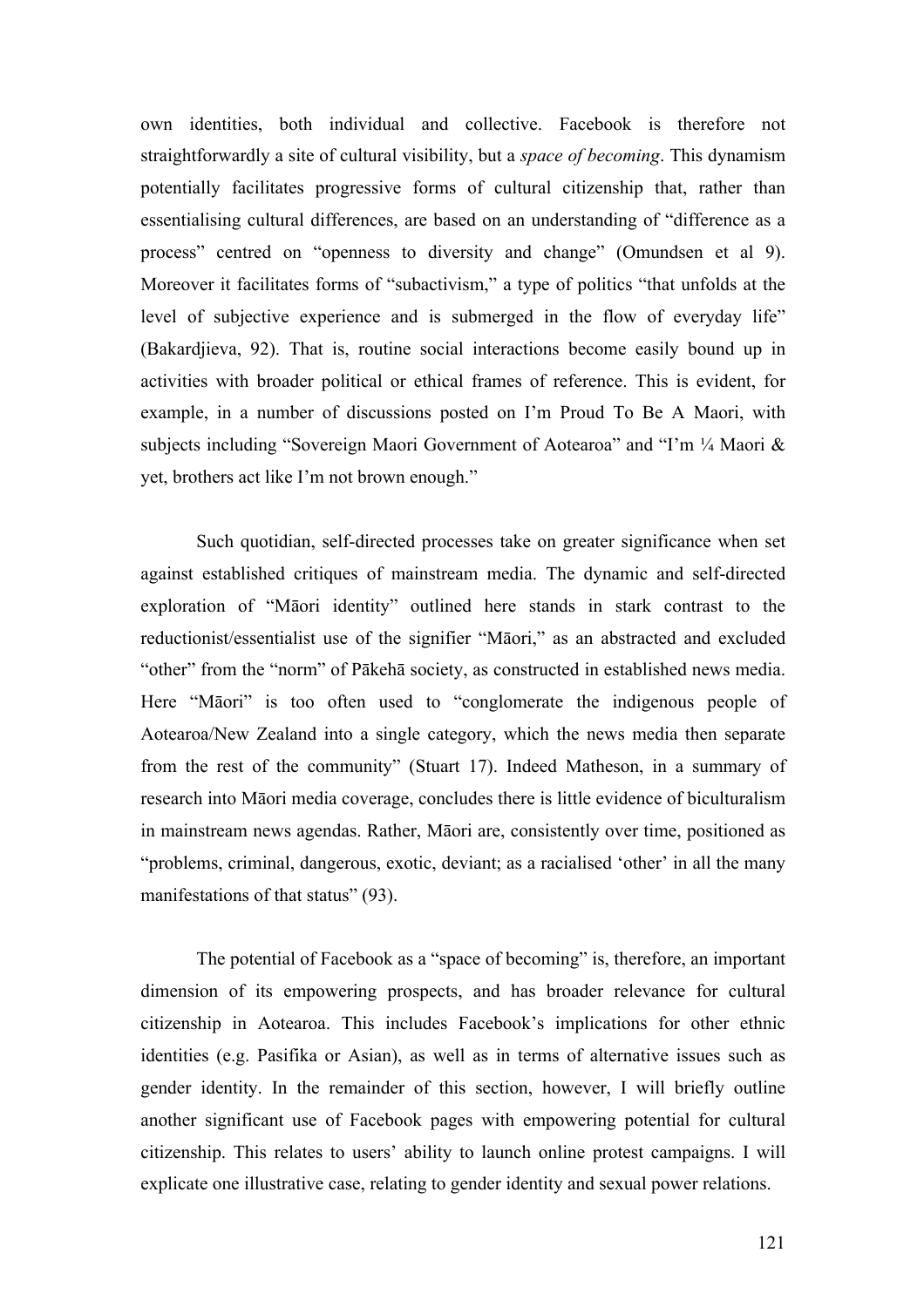own identities, both individual and collective. Facebook is therefore not straightforwardly a site of cultural visibility, but a *space of becoming*. This dynamism potentially facilitates progressive forms of cultural citizenship that, rather than essentialising cultural differences, are based on an understanding of "difference as a process" centred on "openness to diversity and change" (Omundsen et al 9). Moreover it facilitates forms of "subactivism," a type of politics "that unfolds at the level of subjective experience and is submerged in the flow of everyday life" (Bakardjieva, 92). That is, routine social interactions become easily bound up in activities with broader political or ethical frames of reference. This is evident, for example, in a number of discussions posted on I'm Proud To Be A Maori, with subjects including "Sovereign Maori Government of Aotearoa" and "I'm ¼ Maori & yet, brothers act like I'm not brown enough."

Such quotidian, self-directed processes take on greater significance when set against established critiques of mainstream media. The dynamic and self-directed exploration of "Māori identity" outlined here stands in stark contrast to the reductionist/essentialist use of the signifier "Māori," as an abstracted and excluded "other" from the "norm" of Pākehā society, as constructed in established news media. Here "Māori" is too often used to "conglomerate the indigenous people of Aotearoa/New Zealand into a single category, which the news media then separate from the rest of the community" (Stuart 17). Indeed Matheson, in a summary of research into Māori media coverage, concludes there is little evidence of biculturalism in mainstream news agendas. Rather, Māori are, consistently over time, positioned as "problems, criminal, dangerous, exotic, deviant; as a racialised 'other' in all the many manifestations of that status" (93).

The potential of Facebook as a "space of becoming" is, therefore, an important dimension of its empowering prospects, and has broader relevance for cultural citizenship in Aotearoa. This includes Facebook's implications for other ethnic identities (e.g. Pasifika or Asian), as well as in terms of alternative issues such as gender identity. In the remainder of this section, however, I will briefly outline another significant use of Facebook pages with empowering potential for cultural citizenship. This relates to users' ability to launch online protest campaigns. I will explicate one illustrative case, relating to gender identity and sexual power relations.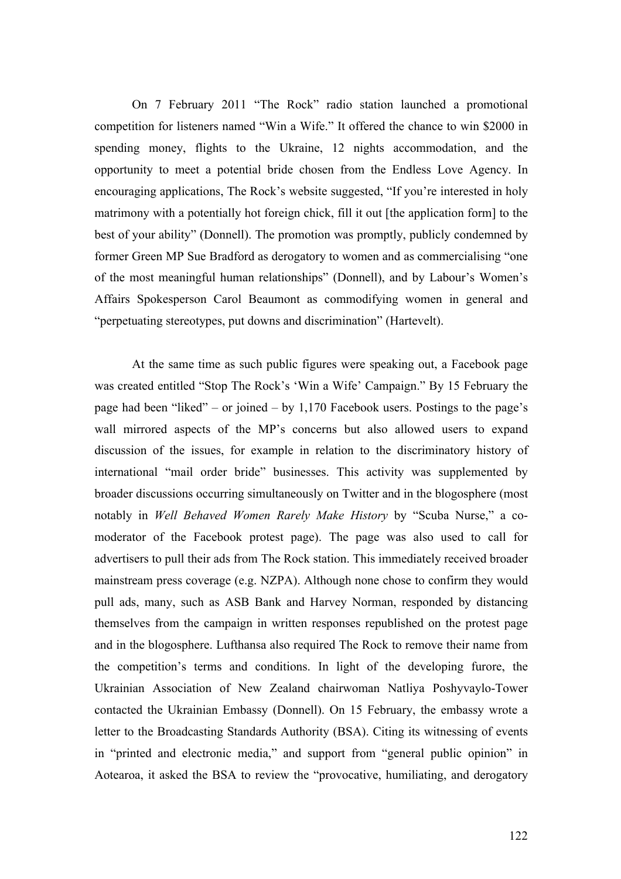On 7 February 2011 "The Rock" radio station launched a promotional competition for listeners named "Win a Wife." It offered the chance to win $2000 in spending money, flights to the Ukraine, 12 nights accommodation, and the opportunity to meet a potential bride chosen from the Endless Love Agency. In encouraging applications, The Rock's website suggested, "If you're interested in holy matrimony with a potentially hot foreign chick, fill it out [the application form] to the best of your ability" (Donnell). The promotion was promptly, publicly condemned by former Green MP Sue Bradford as derogatory to women and as commercialising "one of the most meaningful human relationships" (Donnell), and by Labour's Women's Affairs Spokesperson Carol Beaumont as commodifying women in general and "perpetuating stereotypes, put downs and discrimination" (Hartevelt).

At the same time as such public figures were speaking out, a Facebook page was created entitled "Stop The Rock's 'Win a Wife' Campaign." By 15 February the page had been "liked" – or joined – by 1,170 Facebook users. Postings to the page's wall mirrored aspects of the MP's concerns but also allowed users to expand discussion of the issues, for example in relation to the discriminatory history of international "mail order bride" businesses. This activity was supplemented by broader discussions occurring simultaneously on Twitter and in the blogosphere (most notably in *Well Behaved Women Rarely Make History* by "Scuba Nurse," a co-moderator of the Facebook protest page). The page was also used to call for advertisers to pull their ads from The Rock station. This immediately received broader mainstream press coverage (e.g. NZPA). Although none chose to confirm they would pull ads, many, such as ASB Bank and Harvey Norman, responded by distancing themselves from the campaign in written responses republished on the protest page and in the blogosphere. Lufthansa also required The Rock to remove their name from the competition's terms and conditions. In light of the developing furore, the Ukrainian Association of New Zealand chairwoman Natliya Poshyvaylo-Tower contacted the Ukrainian Embassy (Donnell). On 15 February, the embassy wrote a letter to the Broadcasting Standards Authority (BSA). Citing its witnessing of events in "printed and electronic media," and support from "general public opinion" in Aotearoa, it asked the BSA to review the "provocative, humiliating, and derogatory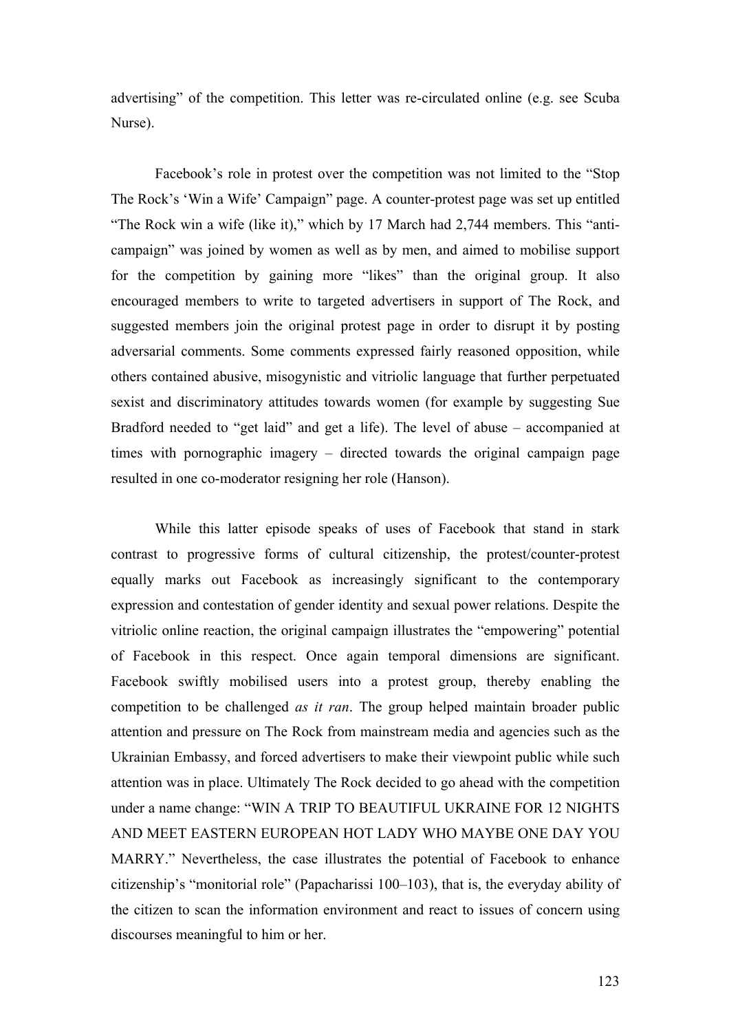advertising" of the competition. This letter was re-circulated online (e.g. see Scuba Nurse).

Facebook's role in protest over the competition was not limited to the "Stop The Rock's 'Win a Wife' Campaign" page. A counter-protest page was set up entitled "The Rock win a wife (like it)," which by 17 March had 2,744 members. This "anti-campaign" was joined by women as well as by men, and aimed to mobilise support for the competition by gaining more "likes" than the original group. It also encouraged members to write to targeted advertisers in support of The Rock, and suggested members join the original protest page in order to disrupt it by posting adversarial comments. Some comments expressed fairly reasoned opposition, while others contained abusive, misogynistic and vitriolic language that further perpetuated sexist and discriminatory attitudes towards women (for example by suggesting Sue Bradford needed to "get laid" and get a life). The level of abuse – accompanied at times with pornographic imagery – directed towards the original campaign page resulted in one co-moderator resigning her role (Hanson).

While this latter episode speaks of uses of Facebook that stand in stark contrast to progressive forms of cultural citizenship, the protest/counter-protest equally marks out Facebook as increasingly significant to the contemporary expression and contestation of gender identity and sexual power relations. Despite the vitriolic online reaction, the original campaign illustrates the "empowering" potential of Facebook in this respect. Once again temporal dimensions are significant. Facebook swiftly mobilised users into a protest group, thereby enabling the competition to be challenged *as it ran*. The group helped maintain broader public attention and pressure on The Rock from mainstream media and agencies such as the Ukrainian Embassy, and forced advertisers to make their viewpoint public while such attention was in place. Ultimately The Rock decided to go ahead with the competition under a name change: "WIN A TRIP TO BEAUTIFUL UKRAINE FOR 12 NIGHTS AND MEET EASTERN EUROPEAN HOT LADY WHO MAYBE ONE DAY YOU MARRY." Nevertheless, the case illustrates the potential of Facebook to enhance citizenship's "monitorial role" (Papacharissi 100–103), that is, the everyday ability of the citizen to scan the information environment and react to issues of concern using discourses meaningful to him or her.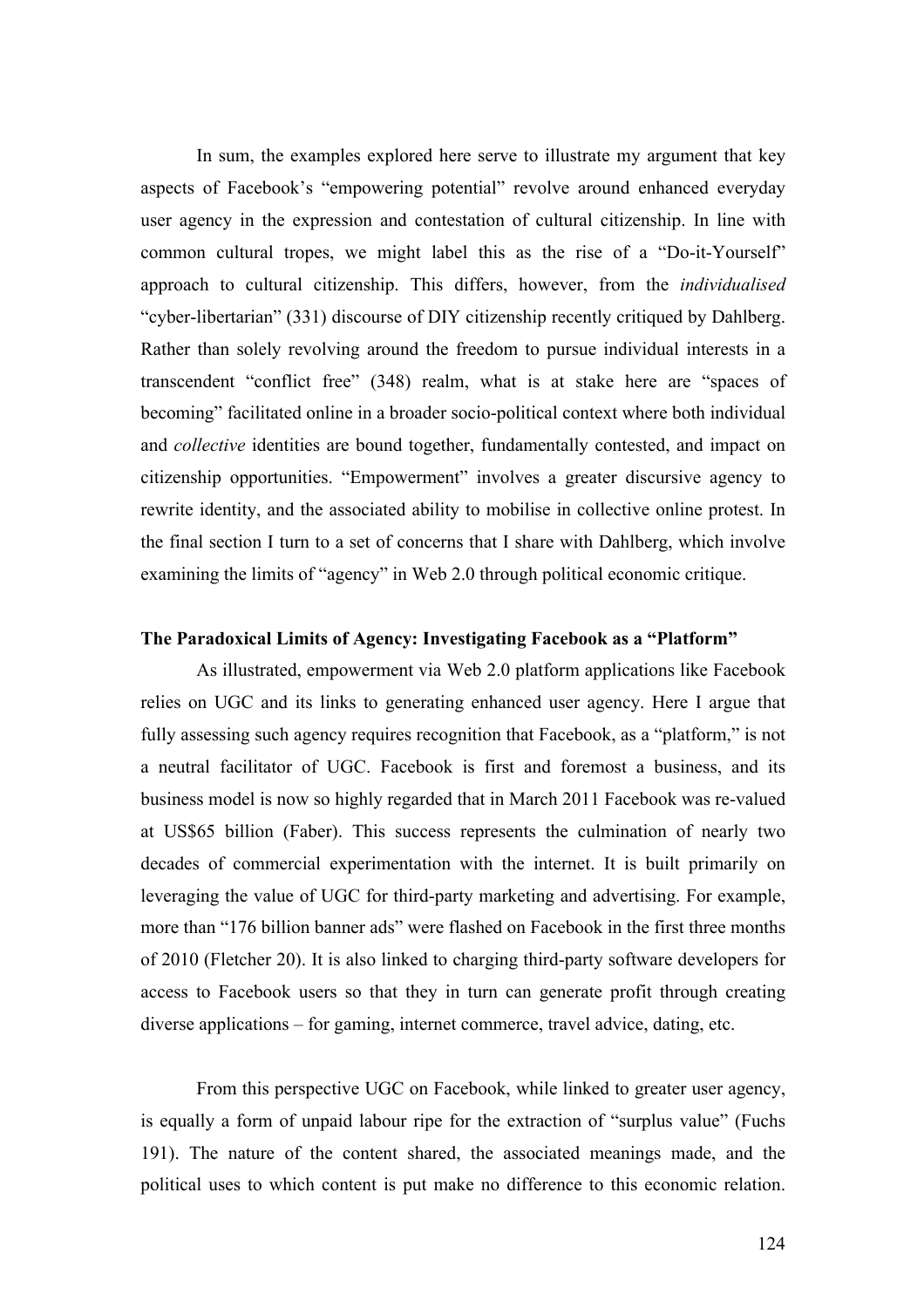In sum, the examples explored here serve to illustrate my argument that key aspects of Facebook's "empowering potential" revolve around enhanced everyday user agency in the expression and contestation of cultural citizenship. In line with common cultural tropes, we might label this as the rise of a "Do-it-Yourself" approach to cultural citizenship. This differs, however, from the *individualised* "cyber-libertarian" (331) discourse of DIY citizenship recently critiqued by Dahlberg. Rather than solely revolving around the freedom to pursue individual interests in a transcendent "conflict free" (348) realm, what is at stake here are "spaces of becoming" facilitated online in a broader socio-political context where both individual and *collective* identities are bound together, fundamentally contested, and impact on citizenship opportunities. "Empowerment" involves a greater discursive agency to rewrite identity, and the associated ability to mobilise in collective online protest. In the final section I turn to a set of concerns that I share with Dahlberg, which involve examining the limits of "agency" in Web 2.0 through political economic critique.

**The Paradoxical Limits of Agency: Investigating Facebook as a "Platform"**

As illustrated, empowerment via Web 2.0 platform applications like Facebook relies on UGC and its links to generating enhanced user agency. Here I argue that fully assessing such agency requires recognition that Facebook, as a "platform," is not a neutral facilitator of UGC. Facebook is first and foremost a business, and its business model is now so highly regarded that in March 2011 Facebook was re-valued at US$65 billion (Faber). This success represents the culmination of nearly two decades of commercial experimentation with the internet. It is built primarily on leveraging the value of UGC for third-party marketing and advertising. For example, more than "176 billion banner ads" were flashed on Facebook in the first three months of 2010 (Fletcher 20). It is also linked to charging third-party software developers for access to Facebook users so that they in turn can generate profit through creating diverse applications – for gaming, internet commerce, travel advice, dating, etc.

From this perspective UGC on Facebook, while linked to greater user agency, is equally a form of unpaid labour ripe for the extraction of "surplus value" (Fuchs 191). The nature of the content shared, the associated meanings made, and the political uses to which content is put make no difference to this economic relation.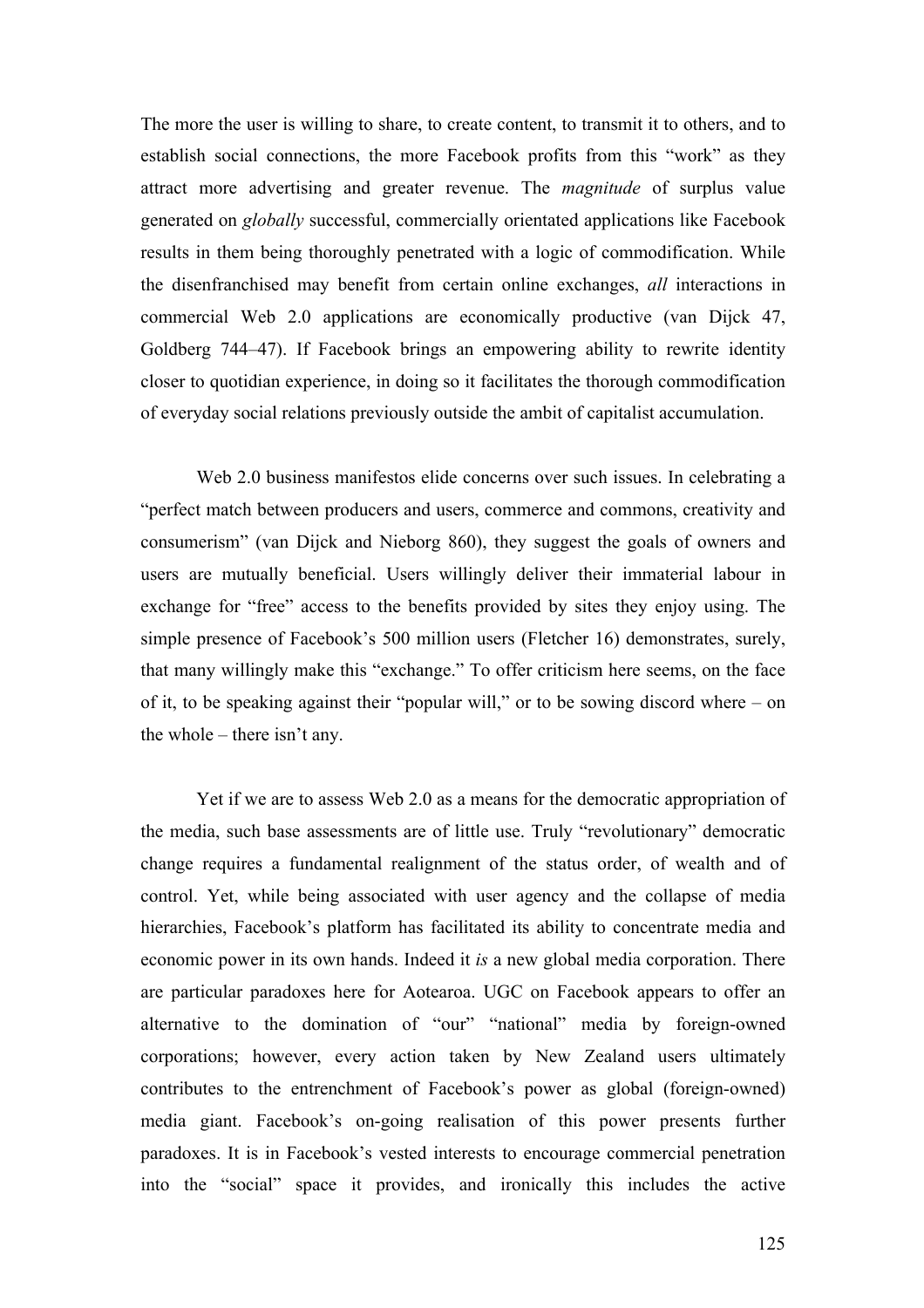The more the user is willing to share, to create content, to transmit it to others, and to establish social connections, the more Facebook profits from this "work" as they attract more advertising and greater revenue. The *magnitude* of surplus value generated on *globally* successful, commercially orientated applications like Facebook results in them being thoroughly penetrated with a logic of commodification. While the disenfranchised may benefit from certain online exchanges, *all* interactions in commercial Web 2.0 applications are economically productive (van Dijck 47, Goldberg 744–47). If Facebook brings an empowering ability to rewrite identity closer to quotidian experience, in doing so it facilitates the thorough commodification of everyday social relations previously outside the ambit of capitalist accumulation.

Web 2.0 business manifestos elide concerns over such issues. In celebrating a "perfect match between producers and users, commerce and commons, creativity and consumerism" (van Dijck and Nieborg 860), they suggest the goals of owners and users are mutually beneficial. Users willingly deliver their immaterial labour in exchange for "free" access to the benefits provided by sites they enjoy using. The simple presence of Facebook's 500 million users (Fletcher 16) demonstrates, surely, that many willingly make this "exchange." To offer criticism here seems, on the face of it, to be speaking against their "popular will," or to be sowing discord where – on the whole – there isn't any.

Yet if we are to assess Web 2.0 as a means for the democratic appropriation of the media, such base assessments are of little use. Truly "revolutionary" democratic change requires a fundamental realignment of the status order, of wealth and of control. Yet, while being associated with user agency and the collapse of media hierarchies, Facebook's platform has facilitated its ability to concentrate media and economic power in its own hands. Indeed it *is* a new global media corporation. There are particular paradoxes here for Aotearoa. UGC on Facebook appears to offer an alternative to the domination of "our" "national" media by foreign-owned corporations; however, every action taken by New Zealand users ultimately contributes to the entrenchment of Facebook's power as global (foreign-owned) media giant. Facebook's on-going realisation of this power presents further paradoxes. It is in Facebook's vested interests to encourage commercial penetration into the "social" space it provides, and ironically this includes the active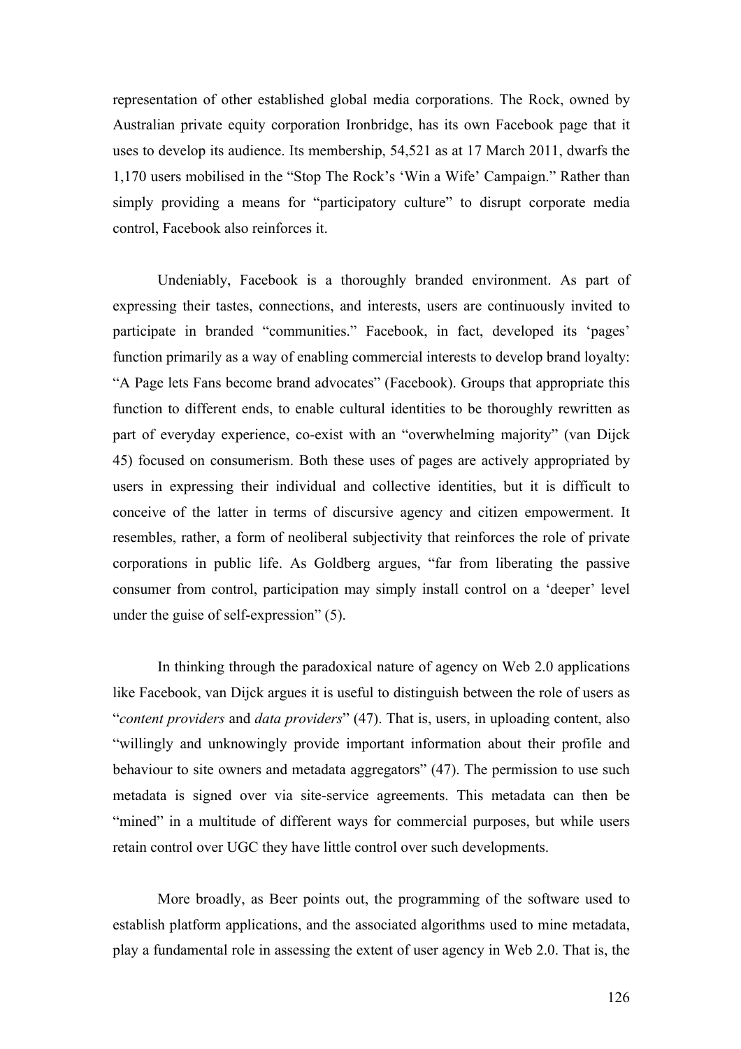representation of other established global media corporations. The Rock, owned by Australian private equity corporation Ironbridge, has its own Facebook page that it uses to develop its audience. Its membership, 54,521 as at 17 March 2011, dwarfs the 1,170 users mobilised in the "Stop The Rock's 'Win a Wife' Campaign." Rather than simply providing a means for "participatory culture" to disrupt corporate media control, Facebook also reinforces it.

Undeniably, Facebook is a thoroughly branded environment. As part of expressing their tastes, connections, and interests, users are continuously invited to participate in branded "communities." Facebook, in fact, developed its 'pages' function primarily as a way of enabling commercial interests to develop brand loyalty: "A Page lets Fans become brand advocates" (Facebook). Groups that appropriate this function to different ends, to enable cultural identities to be thoroughly rewritten as part of everyday experience, co-exist with an "overwhelming majority" (van Dijck 45) focused on consumerism. Both these uses of pages are actively appropriated by users in expressing their individual and collective identities, but it is difficult to conceive of the latter in terms of discursive agency and citizen empowerment. It resembles, rather, a form of neoliberal subjectivity that reinforces the role of private corporations in public life. As Goldberg argues, "far from liberating the passive consumer from control, participation may simply install control on a 'deeper' level under the guise of self-expression" (5).

In thinking through the paradoxical nature of agency on Web 2.0 applications like Facebook, van Dijck argues it is useful to distinguish between the role of users as "*content providers* and *data providers*" (47). That is, users, in uploading content, also "willingly and unknowingly provide important information about their profile and behaviour to site owners and metadata aggregators" (47). The permission to use such metadata is signed over via site-service agreements. This metadata can then be "mined" in a multitude of different ways for commercial purposes, but while users retain control over UGC they have little control over such developments.

More broadly, as Beer points out, the programming of the software used to establish platform applications, and the associated algorithms used to mine metadata, play a fundamental role in assessing the extent of user agency in Web 2.0. That is, the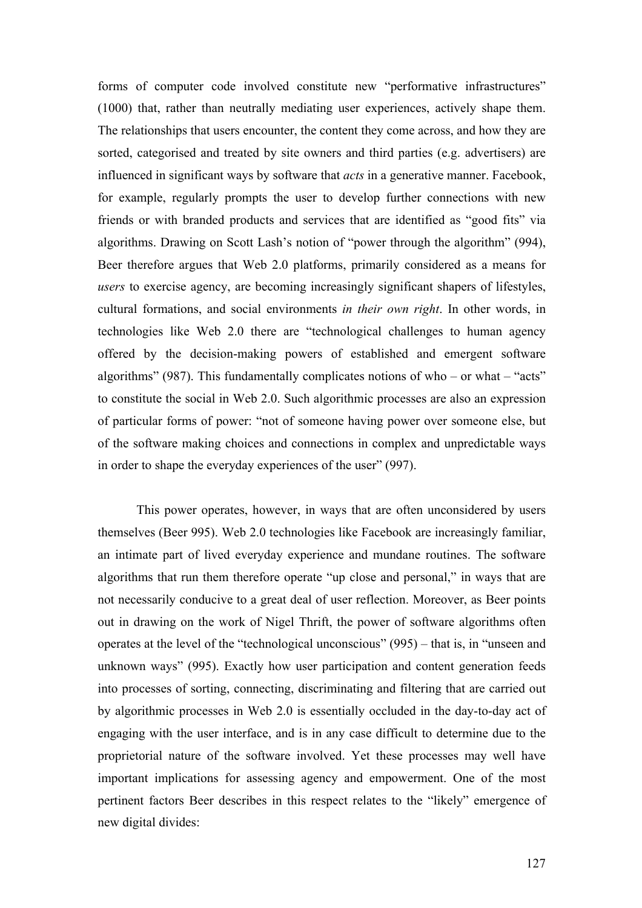forms of computer code involved constitute new "performative infrastructures" (1000) that, rather than neutrally mediating user experiences, actively shape them. The relationships that users encounter, the content they come across, and how they are sorted, categorised and treated by site owners and third parties (e.g. advertisers) are influenced in significant ways by software that *acts* in a generative manner. Facebook, for example, regularly prompts the user to develop further connections with new friends or with branded products and services that are identified as "good fits" via algorithms. Drawing on Scott Lash's notion of "power through the algorithm" (994), Beer therefore argues that Web 2.0 platforms, primarily considered as a means for *users* to exercise agency, are becoming increasingly significant shapers of lifestyles, cultural formations, and social environments *in their own right*. In other words, in technologies like Web 2.0 there are "technological challenges to human agency offered by the decision-making powers of established and emergent software algorithms" (987). This fundamentally complicates notions of who – or what – "acts" to constitute the social in Web 2.0. Such algorithmic processes are also an expression of particular forms of power: "not of someone having power over someone else, but of the software making choices and connections in complex and unpredictable ways in order to shape the everyday experiences of the user" (997).

This power operates, however, in ways that are often unconsidered by users themselves (Beer 995). Web 2.0 technologies like Facebook are increasingly familiar, an intimate part of lived everyday experience and mundane routines. The software algorithms that run them therefore operate "up close and personal," in ways that are not necessarily conducive to a great deal of user reflection. Moreover, as Beer points out in drawing on the work of Nigel Thrift, the power of software algorithms often operates at the level of the "technological unconscious" (995) – that is, in "unseen and unknown ways" (995). Exactly how user participation and content generation feeds into processes of sorting, connecting, discriminating and filtering that are carried out by algorithmic processes in Web 2.0 is essentially occluded in the day-to-day act of engaging with the user interface, and is in any case difficult to determine due to the proprietorial nature of the software involved. Yet these processes may well have important implications for assessing agency and empowerment. One of the most pertinent factors Beer describes in this respect relates to the "likely" emergence of new digital divides: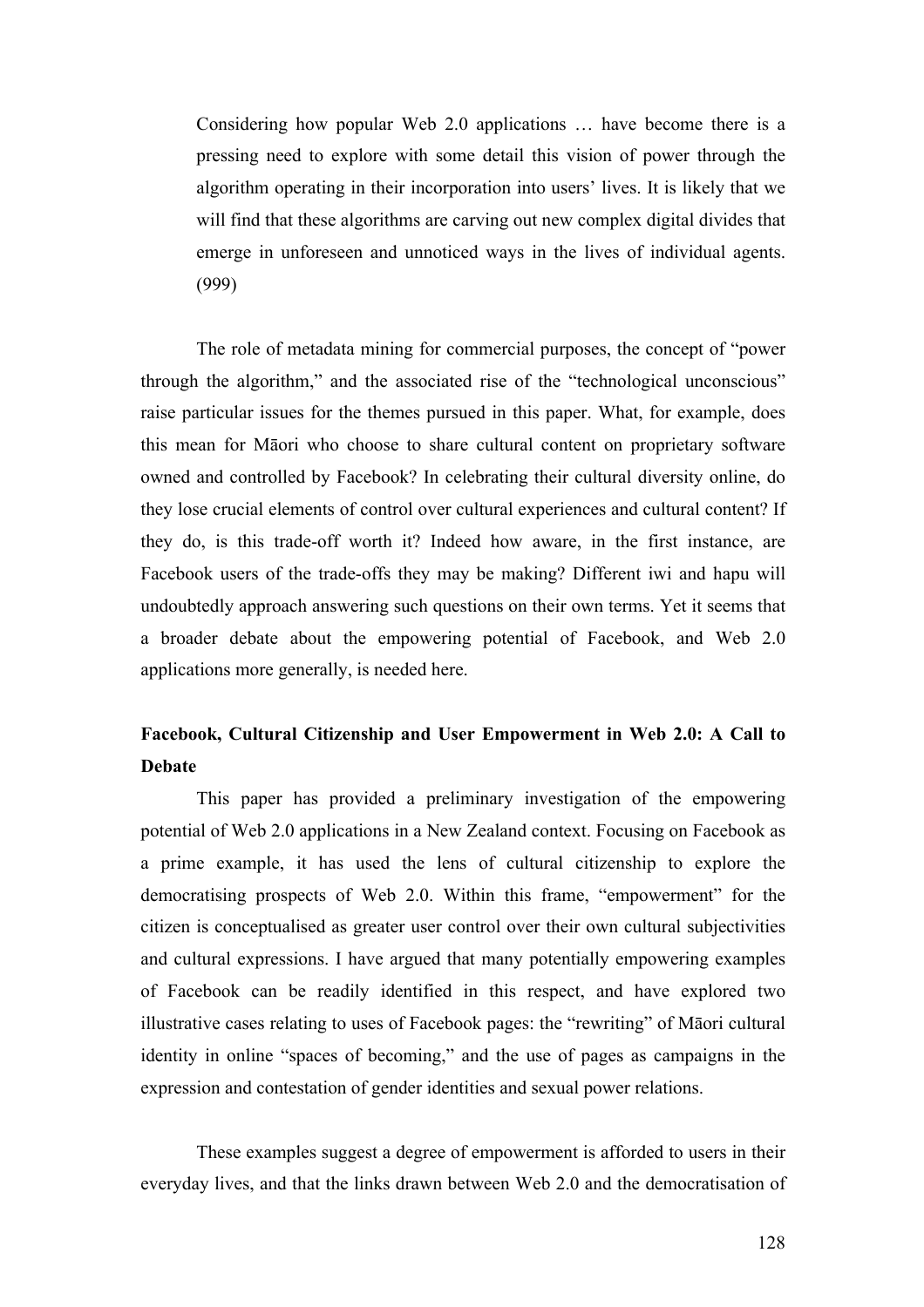> Considering how popular Web 2.0 applications … have become there is a pressing need to explore with some detail this vision of power through the algorithm operating in their incorporation into users' lives. It is likely that we will find that these algorithms are carving out new complex digital divides that emerge in unforeseen and unnoticed ways in the lives of individual agents. (999)

The role of metadata mining for commercial purposes, the concept of "power through the algorithm," and the associated rise of the "technological unconscious" raise particular issues for the themes pursued in this paper. What, for example, does this mean for Māori who choose to share cultural content on proprietary software owned and controlled by Facebook? In celebrating their cultural diversity online, do they lose crucial elements of control over cultural experiences and cultural content? If they do, is this trade-off worth it? Indeed how aware, in the first instance, are Facebook users of the trade-offs they may be making? Different iwi and hapu will undoubtedly approach answering such questions on their own terms. Yet it seems that a broader debate about the empowering potential of Facebook, and Web 2.0 applications more generally, is needed here.

## Facebook, Cultural Citizenship and User Empowerment in Web 2.0: A Call to Debate

This paper has provided a preliminary investigation of the empowering potential of Web 2.0 applications in a New Zealand context. Focusing on Facebook as a prime example, it has used the lens of cultural citizenship to explore the democratising prospects of Web 2.0. Within this frame, "empowerment" for the citizen is conceptualised as greater user control over their own cultural subjectivities and cultural expressions. I have argued that many potentially empowering examples of Facebook can be readily identified in this respect, and have explored two illustrative cases relating to uses of Facebook pages: the "rewriting" of Māori cultural identity in online "spaces of becoming," and the use of pages as campaigns in the expression and contestation of gender identities and sexual power relations.

These examples suggest a degree of empowerment is afforded to users in their everyday lives, and that the links drawn between Web 2.0 and the democratisation of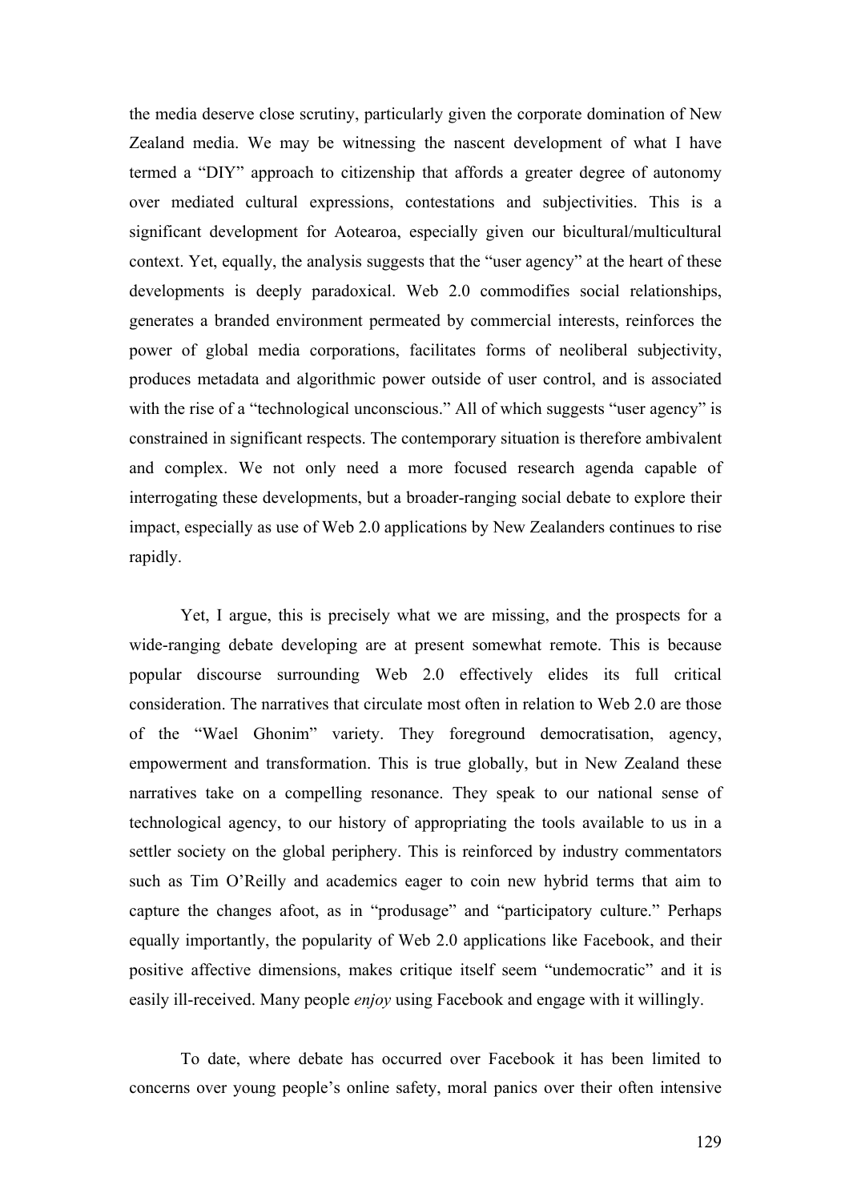the media deserve close scrutiny, particularly given the corporate domination of New Zealand media. We may be witnessing the nascent development of what I have termed a "DIY" approach to citizenship that affords a greater degree of autonomy over mediated cultural expressions, contestations and subjectivities. This is a significant development for Aotearoa, especially given our bicultural/multicultural context. Yet, equally, the analysis suggests that the "user agency" at the heart of these developments is deeply paradoxical. Web 2.0 commodifies social relationships, generates a branded environment permeated by commercial interests, reinforces the power of global media corporations, facilitates forms of neoliberal subjectivity, produces metadata and algorithmic power outside of user control, and is associated with the rise of a "technological unconscious." All of which suggests "user agency" is constrained in significant respects. The contemporary situation is therefore ambivalent and complex. We not only need a more focused research agenda capable of interrogating these developments, but a broader-ranging social debate to explore their impact, especially as use of Web 2.0 applications by New Zealanders continues to rise rapidly.

Yet, I argue, this is precisely what we are missing, and the prospects for a wide-ranging debate developing are at present somewhat remote. This is because popular discourse surrounding Web 2.0 effectively elides its full critical consideration. The narratives that circulate most often in relation to Web 2.0 are those of the "Wael Ghonim" variety. They foreground democratisation, agency, empowerment and transformation. This is true globally, but in New Zealand these narratives take on a compelling resonance. They speak to our national sense of technological agency, to our history of appropriating the tools available to us in a settler society on the global periphery. This is reinforced by industry commentators such as Tim O'Reilly and academics eager to coin new hybrid terms that aim to capture the changes afoot, as in "produsage" and "participatory culture." Perhaps equally importantly, the popularity of Web 2.0 applications like Facebook, and their positive affective dimensions, makes critique itself seem "undemocratic" and it is easily ill-received. Many people *enjoy* using Facebook and engage with it willingly.

To date, where debate has occurred over Facebook it has been limited to concerns over young people's online safety, moral panics over their often intensive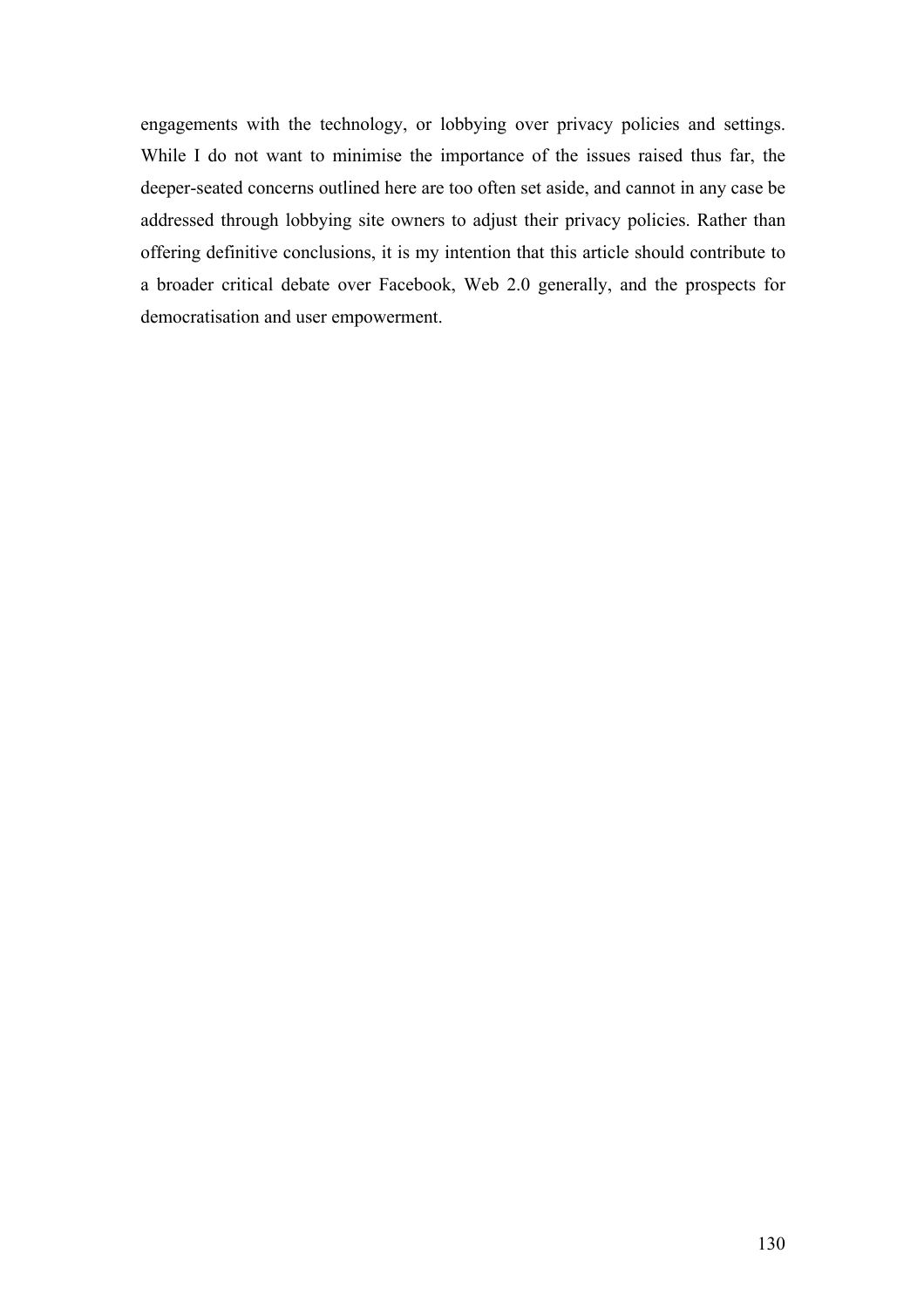engagements with the technology, or lobbying over privacy policies and settings. While I do not want to minimise the importance of the issues raised thus far, the deeper-seated concerns outlined here are too often set aside, and cannot in any case be addressed through lobbying site owners to adjust their privacy policies. Rather than offering definitive conclusions, it is my intention that this article should contribute to a broader critical debate over Facebook, Web 2.0 generally, and the prospects for democratisation and user empowerment.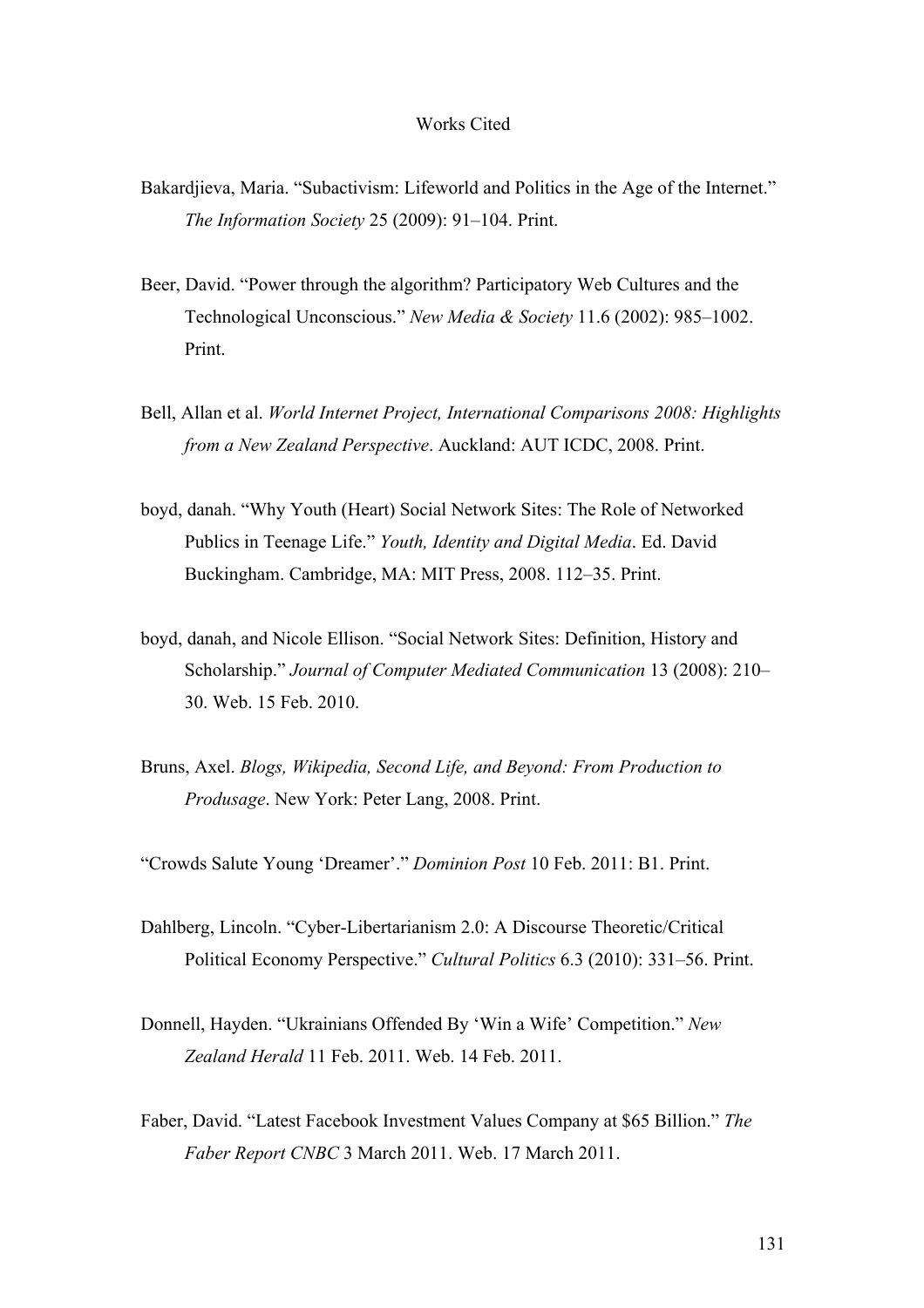# Works Cited

Bakardjieva, Maria. “Subactivism: Lifeworld and Politics in the Age of the Internet.” *The Information Society* 25 (2009): 91–104. Print.

Beer, David. “Power through the algorithm? Participatory Web Cultures and the Technological Unconscious.” *New Media & Society* 11.6 (2002): 985–1002. Print.

Bell, Allan et al. *World Internet Project, International Comparisons 2008: Highlights from a New Zealand Perspective*. Auckland: AUT ICDC, 2008. Print.

boyd, danah. “Why Youth (Heart) Social Network Sites: The Role of Networked Publics in Teenage Life.” *Youth, Identity and Digital Media*. Ed. David Buckingham. Cambridge, MA: MIT Press, 2008. 112–35. Print.

boyd, danah, and Nicole Ellison. “Social Network Sites: Definition, History and Scholarship.” *Journal of Computer Mediated Communication* 13 (2008): 210–30. Web. 15 Feb. 2010.

Bruns, Axel. *Blogs, Wikipedia, Second Life, and Beyond: From Production to Produsage*. New York: Peter Lang, 2008. Print.

“Crowds Salute Young ‘Dreamer’.” *Dominion Post* 10 Feb. 2011: B1. Print.

Dahlberg, Lincoln. “Cyber-Libertarianism 2.0: A Discourse Theoretic/Critical Political Economy Perspective.” *Cultural Politics* 6.3 (2010): 331–56. Print.

Donnell, Hayden. “Ukrainians Offended By ‘Win a Wife’ Competition.” *New Zealand Herald* 11 Feb. 2011. Web. 14 Feb. 2011.

Faber, David. “Latest Facebook Investment Values Company at $65 Billion.” *The Faber Report CNBC* 3 March 2011. Web. 17 March 2011.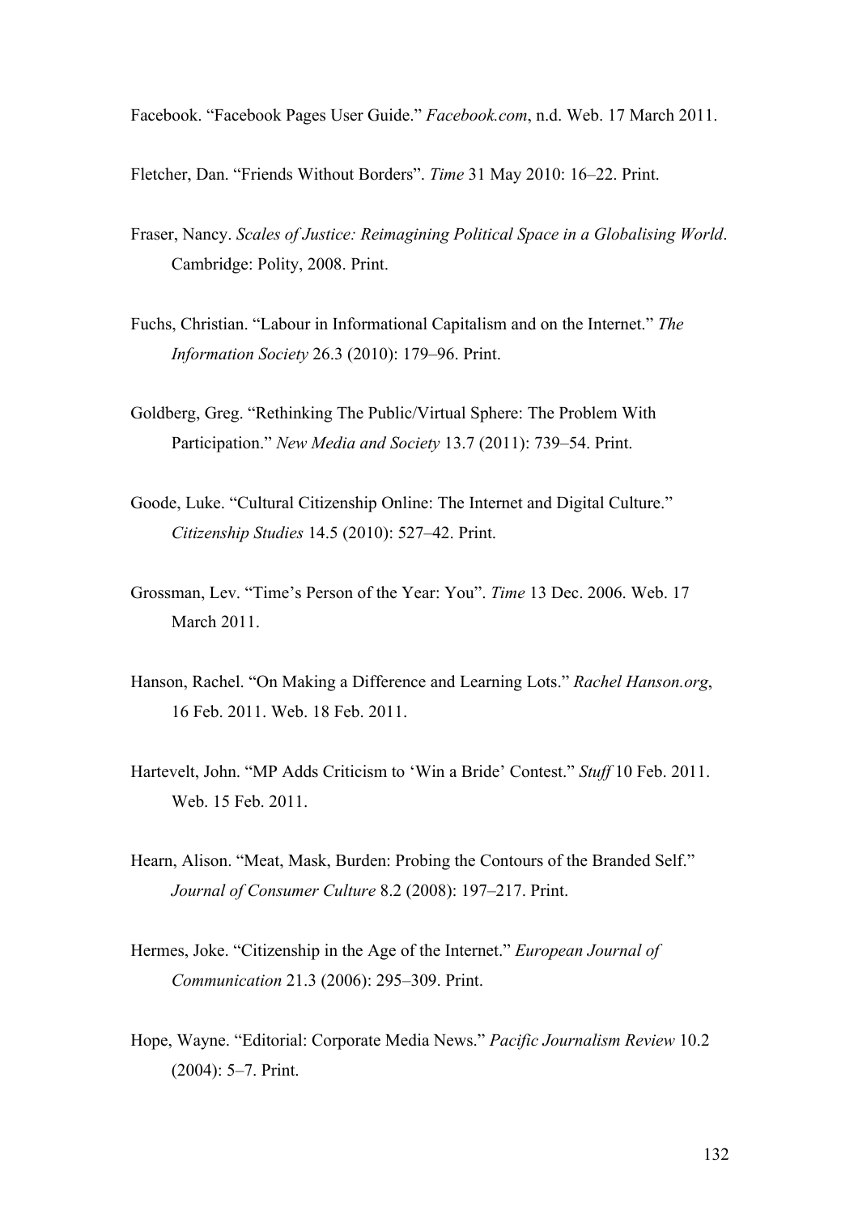Facebook. “Facebook Pages User Guide.” *Facebook.com*, n.d. Web. 17 March 2011.

Fletcher, Dan. “Friends Without Borders”. *Time* 31 May 2010: 16–22. Print.

Fraser, Nancy. *Scales of Justice: Reimagining Political Space in a Globalising World*. Cambridge: Polity, 2008. Print.

Fuchs, Christian. “Labour in Informational Capitalism and on the Internet.” *The Information Society* 26.3 (2010): 179–96. Print.

Goldberg, Greg. “Rethinking The Public/Virtual Sphere: The Problem With Participation.” *New Media and Society* 13.7 (2011): 739–54. Print.

Goode, Luke. “Cultural Citizenship Online: The Internet and Digital Culture.” *Citizenship Studies* 14.5 (2010): 527–42. Print.

Grossman, Lev. “Time’s Person of the Year: You”. *Time* 13 Dec. 2006. Web. 17 March 2011.

Hanson, Rachel. “On Making a Difference and Learning Lots.” *Rachel Hanson.org*, 16 Feb. 2011. Web. 18 Feb. 2011.

Hartevelt, John. “MP Adds Criticism to ‘Win a Bride’ Contest.” *Stuff* 10 Feb. 2011. Web. 15 Feb. 2011.

Hearn, Alison. “Meat, Mask, Burden: Probing the Contours of the Branded Self.” *Journal of Consumer Culture* 8.2 (2008): 197–217. Print.

Hermes, Joke. “Citizenship in the Age of the Internet.” *European Journal of Communication* 21.3 (2006): 295–309. Print.

Hope, Wayne. “Editorial: Corporate Media News.” *Pacific Journalism Review* 10.2 (2004): 5–7. Print.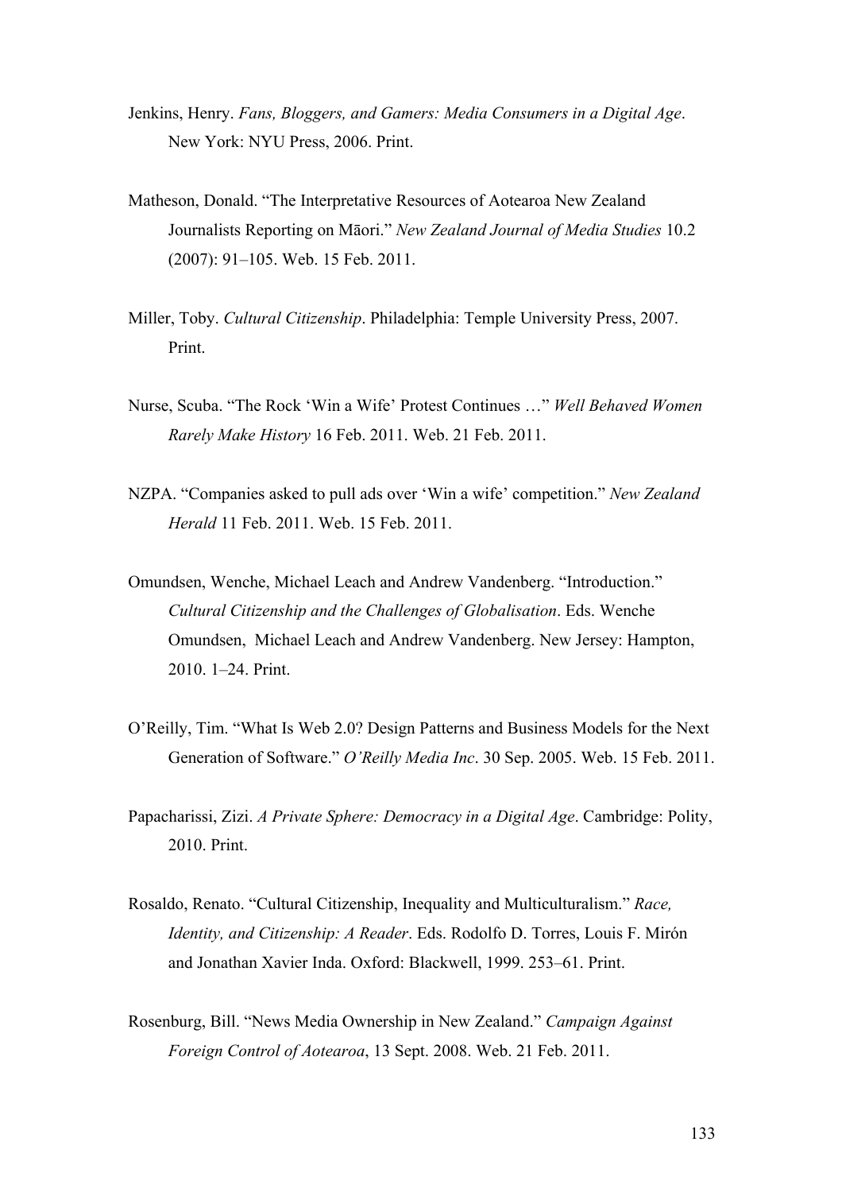Jenkins, Henry. *Fans, Bloggers, and Gamers: Media Consumers in a Digital Age*. New York: NYU Press, 2006. Print.

Matheson, Donald. "The Interpretative Resources of Aotearoa New Zealand Journalists Reporting on Māori." *New Zealand Journal of Media Studies* 10.2 (2007): 91–105. Web. 15 Feb. 2011.

Miller, Toby. *Cultural Citizenship*. Philadelphia: Temple University Press, 2007. Print.

Nurse, Scuba. "The Rock 'Win a Wife' Protest Continues …" *Well Behaved Women Rarely Make History* 16 Feb. 2011. Web. 21 Feb. 2011.

NZPA. "Companies asked to pull ads over 'Win a wife' competition." *New Zealand Herald* 11 Feb. 2011. Web. 15 Feb. 2011.

Omundsen, Wenche, Michael Leach and Andrew Vandenberg. "Introduction." *Cultural Citizenship and the Challenges of Globalisation*. Eds. Wenche Omundsen, Michael Leach and Andrew Vandenberg. New Jersey: Hampton, 2010. 1–24. Print.

O'Reilly, Tim. "What Is Web 2.0? Design Patterns and Business Models for the Next Generation of Software." *O'Reilly Media Inc*. 30 Sep. 2005. Web. 15 Feb. 2011.

Papacharissi, Zizi. *A Private Sphere: Democracy in a Digital Age*. Cambridge: Polity, 2010. Print.

Rosaldo, Renato. "Cultural Citizenship, Inequality and Multiculturalism." *Race, Identity, and Citizenship: A Reader*. Eds. Rodolfo D. Torres, Louis F. Mirón and Jonathan Xavier Inda. Oxford: Blackwell, 1999. 253–61. Print.

Rosenburg, Bill. "News Media Ownership in New Zealand." *Campaign Against Foreign Control of Aotearoa*, 13 Sept. 2008. Web. 21 Feb. 2011.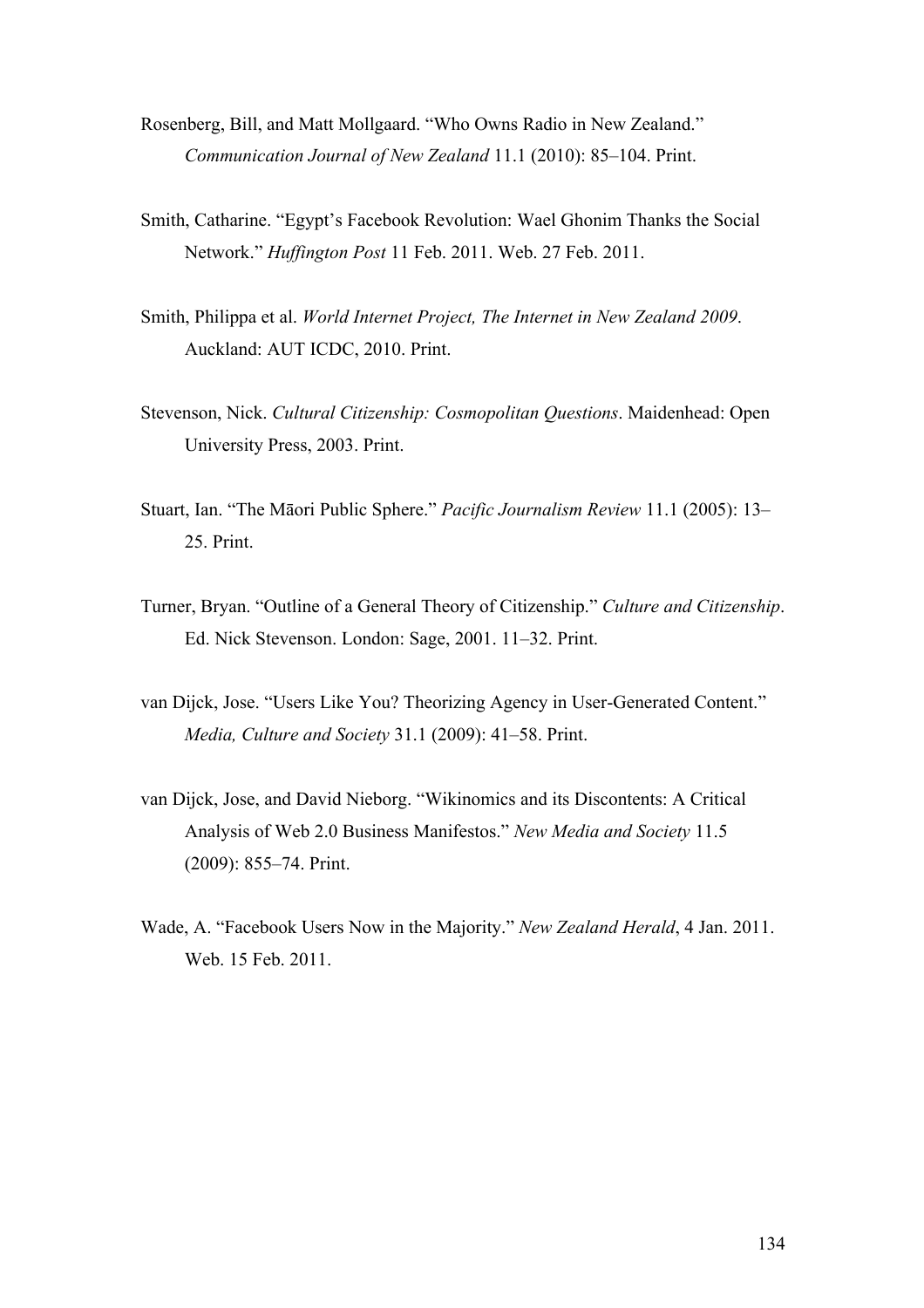Rosenberg, Bill, and Matt Mollgaard. "Who Owns Radio in New Zealand." *Communication Journal of New Zealand* 11.1 (2010): 85–104. Print.

Smith, Catharine. "Egypt's Facebook Revolution: Wael Ghonim Thanks the Social Network." *Huffington Post* 11 Feb. 2011. Web. 27 Feb. 2011.

Smith, Philippa et al. *World Internet Project, The Internet in New Zealand 2009*. Auckland: AUT ICDC, 2010. Print.

Stevenson, Nick. *Cultural Citizenship: Cosmopolitan Questions*. Maidenhead: Open University Press, 2003. Print.

Stuart, Ian. "The Māori Public Sphere." *Pacific Journalism Review* 11.1 (2005): 13–25. Print.

Turner, Bryan. "Outline of a General Theory of Citizenship." *Culture and Citizenship*. Ed. Nick Stevenson. London: Sage, 2001. 11–32. Print.

van Dijck, Jose. "Users Like You? Theorizing Agency in User-Generated Content." *Media, Culture and Society* 31.1 (2009): 41–58. Print.

van Dijck, Jose, and David Nieborg. "Wikinomics and its Discontents: A Critical Analysis of Web 2.0 Business Manifestos." *New Media and Society* 11.5 (2009): 855–74. Print.

Wade, A. "Facebook Users Now in the Majority." *New Zealand Herald*, 4 Jan. 2011. Web. 15 Feb. 2011.